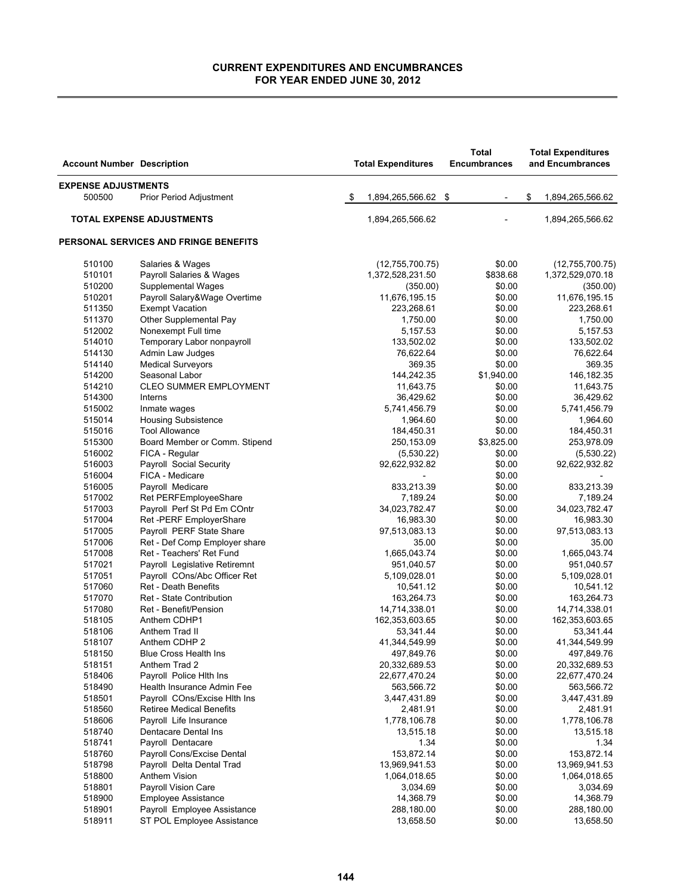# CURRENT EXPENDITURES AND ENCUMBRANCES
## FOR YEAR ENDED JUNE 30, 2012

| Account Number | Description | Total Expenditures | Total Encumbrances | Total Expenditures and Encumbrances |
|---|---|---|---|---|
| **EXPENSE ADJUSTMENTS** | | | | |
| 500500 | Prior Period Adjustment | $ 1,894,265,566.62 | $ - | $ 1,894,265,566.62 |
| **TOTAL EXPENSE ADJUSTMENTS** | | 1,894,265,566.62 | - | 1,894,265,566.62 |
| **PERSONAL SERVICES AND FRINGE BENEFITS** | | | | |
| 510100 | Salaries & Wages | (12,755,700.75) | $0.00 | (12,755,700.75) |
| 510101 | Payroll Salaries & Wages | 1,372,528,231.50 | $838.68 | 1,372,529,070.18 |
| 510200 | Supplemental Wages | (350.00) | $0.00 | (350.00) |
| 510201 | Payroll Salary&Wage Overtime | 11,676,195.15 | $0.00 | 11,676,195.15 |
| 511350 | Exempt Vacation | 223,268.61 | $0.00 | 223,268.61 |
| 511370 | Other Supplemental Pay | 1,750.00 | $0.00 | 1,750.00 |
| 512002 | Nonexempt Full time | 5,157.53 | $0.00 | 5,157.53 |
| 514010 | Temporary Labor nonpayroll | 133,502.02 | $0.00 | 133,502.02 |
| 514130 | Admin Law Judges | 76,622.64 | $0.00 | 76,622.64 |
| 514140 | Medical Surveyors | 369.35 | $0.00 | 369.35 |
| 514200 | Seasonal Labor | 144,242.35 | $1,940.00 | 146,182.35 |
| 514210 | CLEO SUMMER EMPLOYMENT | 11,643.75 | $0.00 | 11,643.75 |
| 514300 | Interns | 36,429.62 | $0.00 | 36,429.62 |
| 515002 | Inmate wages | 5,741,456.79 | $0.00 | 5,741,456.79 |
| 515014 | Housing Subsistence | 1,964.60 | $0.00 | 1,964.60 |
| 515016 | Tool Allowance | 184,450.31 | $0.00 | 184,450.31 |
| 515300 | Board Member or Comm. Stipend | 250,153.09 | $3,825.00 | 253,978.09 |
| 516002 | FICA - Regular | (5,530.22) | $0.00 | (5,530.22) |
| 516003 | Payroll Social Security | 92,622,932.82 | $0.00 | 92,622,932.82 |
| 516004 | FICA - Medicare | - | $0.00 | - |
| 516005 | Payroll Medicare | 833,213.39 | $0.00 | 833,213.39 |
| 517002 | Ret PERFEmployeeShare | 7,189.24 | $0.00 | 7,189.24 |
| 517003 | Payroll Perf St Pd Em COntr | 34,023,782.47 | $0.00 | 34,023,782.47 |
| 517004 | Ret -PERF EmployerShare | 16,983.30 | $0.00 | 16,983.30 |
| 517005 | Payroll PERF State Share | 97,513,083.13 | $0.00 | 97,513,083.13 |
| 517006 | Ret - Def Comp Employer share | 35.00 | $0.00 | 35.00 |
| 517008 | Ret - Teachers' Ret Fund | 1,665,043.74 | $0.00 | 1,665,043.74 |
| 517021 | Payroll Legislative Retiremnt | 951,040.57 | $0.00 | 951,040.57 |
| 517051 | Payroll COns/Abc Officer Ret | 5,109,028.01 | $0.00 | 5,109,028.01 |
| 517060 | Ret - Death Benefits | 10,541.12 | $0.00 | 10,541.12 |
| 517070 | Ret - State Contribution | 163,264.73 | $0.00 | 163,264.73 |
| 517080 | Ret - Benefit/Pension | 14,714,338.01 | $0.00 | 14,714,338.01 |
| 518105 | Anthem CDHP1 | 162,353,603.65 | $0.00 | 162,353,603.65 |
| 518106 | Anthem Trad II | 53,341.44 | $0.00 | 53,341.44 |
| 518107 | Anthem CDHP 2 | 41,344,549.99 | $0.00 | 41,344,549.99 |
| 518150 | Blue Cross Health Ins | 497,849.76 | $0.00 | 497,849.76 |
| 518151 | Anthem Trad 2 | 20,332,689.53 | $0.00 | 20,332,689.53 |
| 518406 | Payroll Police Hlth Ins | 22,677,470.24 | $0.00 | 22,677,470.24 |
| 518490 | Health Insurance Admin Fee | 563,566.72 | $0.00 | 563,566.72 |
| 518501 | Payroll COns/Excise Hlth Ins | 3,447,431.89 | $0.00 | 3,447,431.89 |
| 518560 | Retiree Medical Benefits | 2,481.91 | $0.00 | 2,481.91 |
| 518606 | Payroll Life Insurance | 1,778,106.78 | $0.00 | 1,778,106.78 |
| 518740 | Dentacare Dental Ins | 13,515.18 | $0.00 | 13,515.18 |
| 518741 | Payroll Dentacare | 1.34 | $0.00 | 1.34 |
| 518760 | Payroll Cons/Excise Dental | 153,872.14 | $0.00 | 153,872.14 |
| 518798 | Payroll Delta Dental Trad | 13,969,941.53 | $0.00 | 13,969,941.53 |
| 518800 | Anthem Vision | 1,064,018.65 | $0.00 | 1,064,018.65 |
| 518801 | Payroll Vision Care | 3,034.69 | $0.00 | 3,034.69 |
| 518900 | Employee Assistance | 14,368.79 | $0.00 | 14,368.79 |
| 518901 | Payroll Employee Assistance | 288,180.00 | $0.00 | 288,180.00 |
| 518911 | ST POL Employee Assistance | 13,658.50 | $0.00 | 13,658.50 |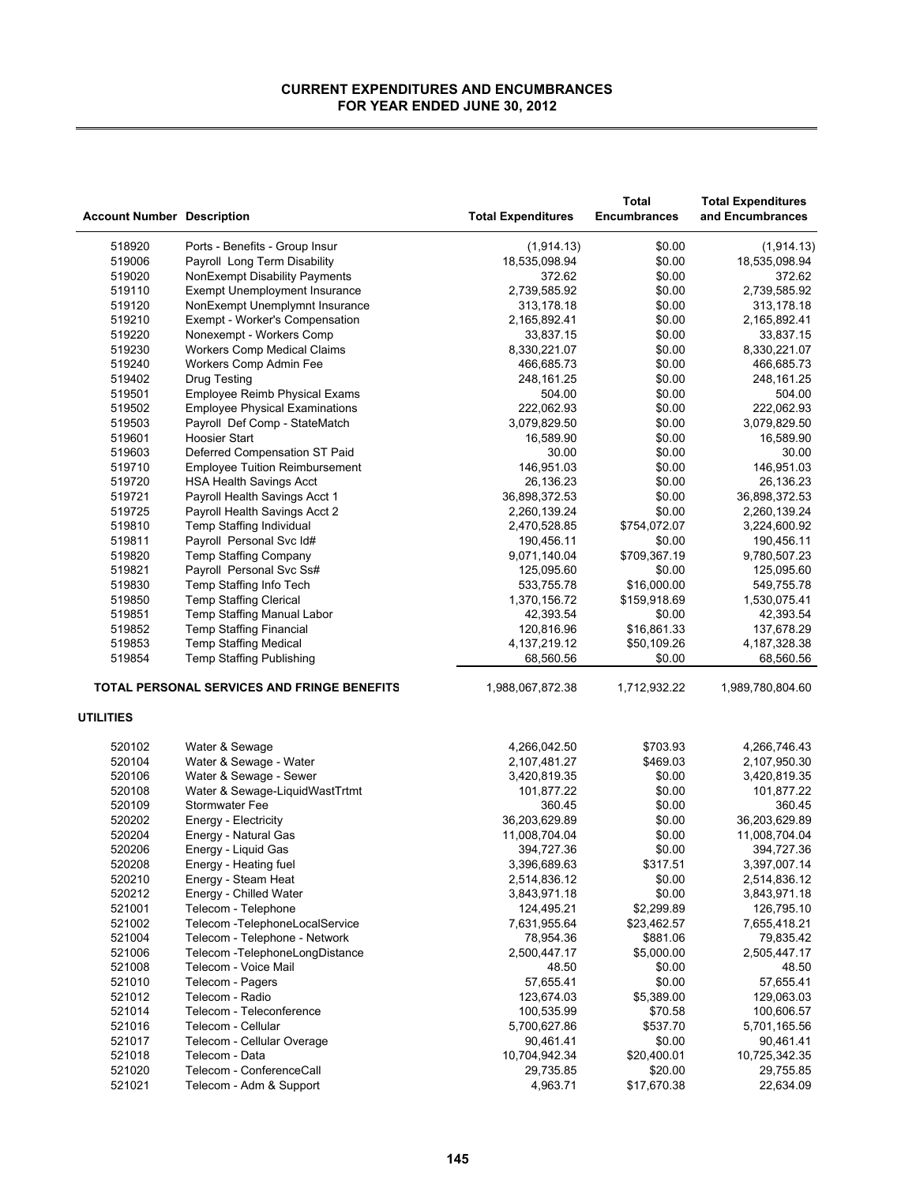# CURRENT EXPENDITURES AND ENCUMBRANCES
## FOR YEAR ENDED JUNE 30, 2012

| Account Number | Description | Total Expenditures | Total Encumbrances | Total Expenditures and Encumbrances |
|---|---|---|---|---|
| 518920 | Ports - Benefits - Group Insur | (1,914.13) | $0.00 | (1,914.13) |
| 519006 | Payroll Long Term Disability | 18,535,098.94 | $0.00 | 18,535,098.94 |
| 519020 | NonExempt Disability Payments | 372.62 | $0.00 | 372.62 |
| 519110 | Exempt Unemployment Insurance | 2,739,585.92 | $0.00 | 2,739,585.92 |
| 519120 | NonExempt Unemplymnt Insurance | 313,178.18 | $0.00 | 313,178.18 |
| 519210 | Exempt - Worker's Compensation | 2,165,892.41 | $0.00 | 2,165,892.41 |
| 519220 | Nonexempt - Workers Comp | 33,837.15 | $0.00 | 33,837.15 |
| 519230 | Workers Comp Medical Claims | 8,330,221.07 | $0.00 | 8,330,221.07 |
| 519240 | Workers Comp Admin Fee | 466,685.73 | $0.00 | 466,685.73 |
| 519402 | Drug Testing | 248,161.25 | $0.00 | 248,161.25 |
| 519501 | Employee Reimb Physical Exams | 504.00 | $0.00 | 504.00 |
| 519502 | Employee Physical Examinations | 222,062.93 | $0.00 | 222,062.93 |
| 519503 | Payroll Def Comp - StateMatch | 3,079,829.50 | $0.00 | 3,079,829.50 |
| 519601 | Hoosier Start | 16,589.90 | $0.00 | 16,589.90 |
| 519603 | Deferred Compensation ST Paid | 30.00 | $0.00 | 30.00 |
| 519710 | Employee Tuition Reimbursement | 146,951.03 | $0.00 | 146,951.03 |
| 519720 | HSA Health Savings Acct | 26,136.23 | $0.00 | 26,136.23 |
| 519721 | Payroll Health Savings Acct 1 | 36,898,372.53 | $0.00 | 36,898,372.53 |
| 519725 | Payroll Health Savings Acct 2 | 2,260,139.24 | $0.00 | 2,260,139.24 |
| 519810 | Temp Staffing Individual | 2,470,528.85 | $754,072.07 | 3,224,600.92 |
| 519811 | Payroll Personal Svc Id# | 190,456.11 | $0.00 | 190,456.11 |
| 519820 | Temp Staffing Company | 9,071,140.04 | $709,367.19 | 9,780,507.23 |
| 519821 | Payroll Personal Svc Ss# | 125,095.60 | $0.00 | 125,095.60 |
| 519830 | Temp Staffing Info Tech | 533,755.78 | $16,000.00 | 549,755.78 |
| 519850 | Temp Staffing Clerical | 1,370,156.72 | $159,918.69 | 1,530,075.41 |
| 519851 | Temp Staffing Manual Labor | 42,393.54 | $0.00 | 42,393.54 |
| 519852 | Temp Staffing Financial | 120,816.96 | $16,861.33 | 137,678.29 |
| 519853 | Temp Staffing Medical | 4,137,219.12 | $50,109.26 | 4,187,328.38 |
| 519854 | Temp Staffing Publishing | 68,560.56 | $0.00 | 68,560.56 |
| **TOTAL PERSONAL SERVICES AND FRINGE BENEFITS** | | 1,988,067,872.38 | 1,712,932.22 | 1,989,780,804.60 |
| **UTILITIES** | | | | |
| 520102 | Water & Sewage | 4,266,042.50 | $703.93 | 4,266,746.43 |
| 520104 | Water & Sewage - Water | 2,107,481.27 | $469.03 | 2,107,950.30 |
| 520106 | Water & Sewage - Sewer | 3,420,819.35 | $0.00 | 3,420,819.35 |
| 520108 | Water & Sewage-LiquidWastTrtmt | 101,877.22 | $0.00 | 101,877.22 |
| 520109 | Stormwater Fee | 360.45 | $0.00 | 360.45 |
| 520202 | Energy - Electricity | 36,203,629.89 | $0.00 | 36,203,629.89 |
| 520204 | Energy - Natural Gas | 11,008,704.04 | $0.00 | 11,008,704.04 |
| 520206 | Energy - Liquid Gas | 394,727.36 | $0.00 | 394,727.36 |
| 520208 | Energy - Heating fuel | 3,396,689.63 | $317.51 | 3,397,007.14 |
| 520210 | Energy - Steam Heat | 2,514,836.12 | $0.00 | 2,514,836.12 |
| 520212 | Energy - Chilled Water | 3,843,971.18 | $0.00 | 3,843,971.18 |
| 521001 | Telecom - Telephone | 124,495.21 | $2,299.89 | 126,795.10 |
| 521002 | Telecom -TelephoneLocalService | 7,631,955.64 | $23,462.57 | 7,655,418.21 |
| 521004 | Telecom - Telephone - Network | 78,954.36 | $881.06 | 79,835.42 |
| 521006 | Telecom -TelephoneLongDistance | 2,500,447.17 | $5,000.00 | 2,505,447.17 |
| 521008 | Telecom - Voice Mail | 48.50 | $0.00 | 48.50 |
| 521010 | Telecom - Pagers | 57,655.41 | $0.00 | 57,655.41 |
| 521012 | Telecom - Radio | 123,674.03 | $5,389.00 | 129,063.03 |
| 521014 | Telecom - Teleconference | 100,535.99 | $70.58 | 100,606.57 |
| 521016 | Telecom - Cellular | 5,700,627.86 | $537.70 | 5,701,165.56 |
| 521017 | Telecom - Cellular Overage | 90,461.41 | $0.00 | 90,461.41 |
| 521018 | Telecom - Data | 10,704,942.34 | $20,400.01 | 10,725,342.35 |
| 521020 | Telecom - ConferenceCall | 29,735.85 | $20.00 | 29,755.85 |
| 521021 | Telecom - Adm & Support | 4,963.71 | $17,670.38 | 22,634.09 |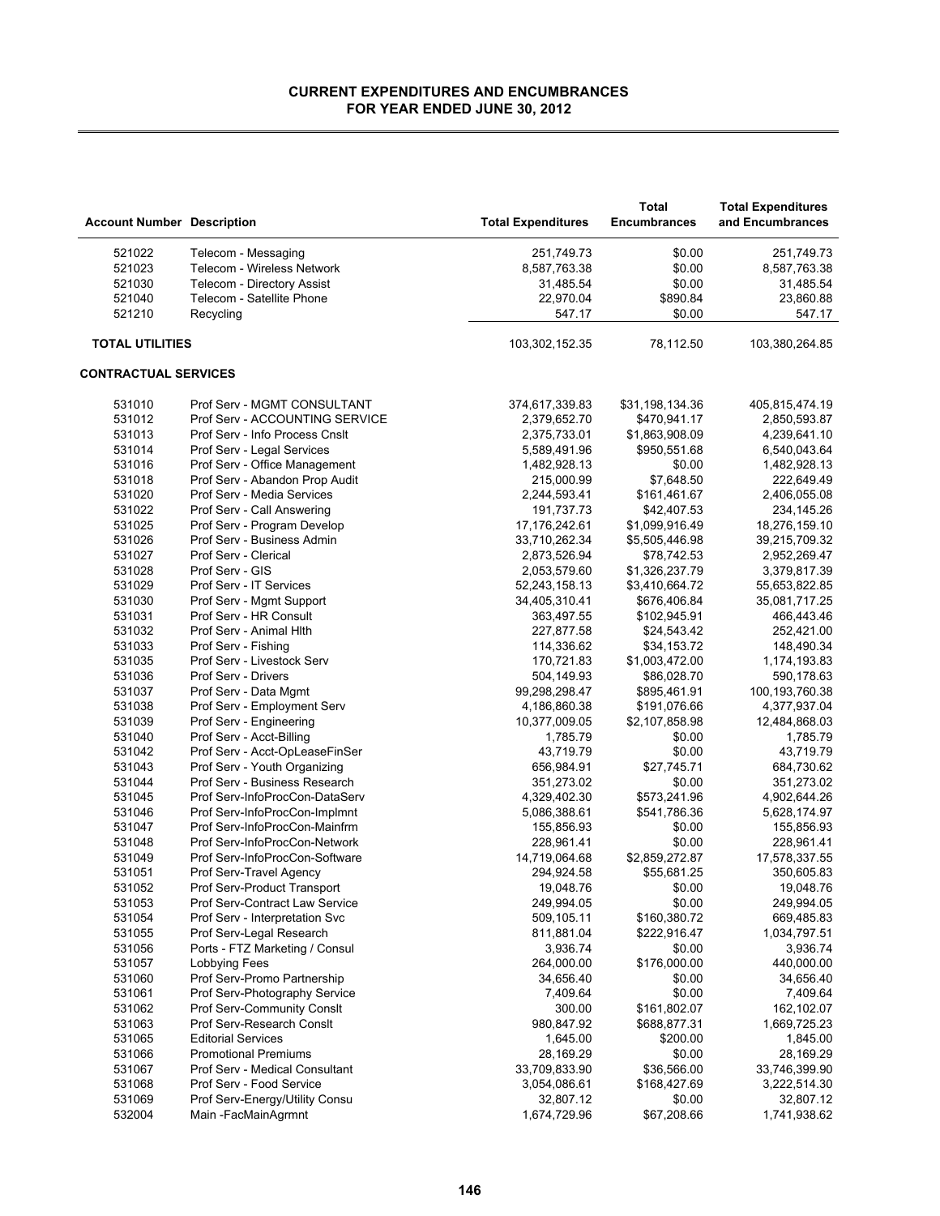# CURRENT EXPENDITURES AND ENCUMBRANCES
## FOR YEAR ENDED JUNE 30, 2012

| Account Number | Description | Total Expenditures | Total Encumbrances | Total Expenditures and Encumbrances |
|---|---|---|---|---|
| 521022 | Telecom - Messaging | 251,749.73 | $0.00 | 251,749.73 |
| 521023 | Telecom - Wireless Network | 8,587,763.38 | $0.00 | 8,587,763.38 |
| 521030 | Telecom - Directory Assist | 31,485.54 | $0.00 | 31,485.54 |
| 521040 | Telecom - Satellite Phone | 22,970.04 | $890.84 | 23,860.88 |
| 521210 | Recycling | 547.17 | $0.00 | 547.17 |
| **TOTAL UTILITIES** | | 103,302,152.35 | 78,112.50 | 103,380,264.85 |
| **CONTRACTUAL SERVICES** | | | | |
| 531010 | Prof Serv - MGMT CONSULTANT | 374,617,339.83 | $31,198,134.36 | 405,815,474.19 |
| 531012 | Prof Serv - ACCOUNTING SERVICE | 2,379,652.70 | $470,941.17 | 2,850,593.87 |
| 531013 | Prof Serv - Info Process Cnslt | 2,375,733.01 | $1,863,908.09 | 4,239,641.10 |
| 531014 | Prof Serv - Legal Services | 5,589,491.96 | $950,551.68 | 6,540,043.64 |
| 531016 | Prof Serv - Office Management | 1,482,928.13 | $0.00 | 1,482,928.13 |
| 531018 | Prof Serv - Abandon Prop Audit | 215,000.99 | $7,648.50 | 222,649.49 |
| 531020 | Prof Serv - Media Services | 2,244,593.41 | $161,461.67 | 2,406,055.08 |
| 531022 | Prof Serv - Call Answering | 191,737.73 | $42,407.53 | 234,145.26 |
| 531025 | Prof Serv - Program Develop | 17,176,242.61 | $1,099,916.49 | 18,276,159.10 |
| 531026 | Prof Serv - Business Admin | 33,710,262.34 | $5,505,446.98 | 39,215,709.32 |
| 531027 | Prof Serv - Clerical | 2,873,526.94 | $78,742.53 | 2,952,269.47 |
| 531028 | Prof Serv - GIS | 2,053,579.60 | $1,326,237.79 | 3,379,817.39 |
| 531029 | Prof Serv - IT Services | 52,243,158.13 | $3,410,664.72 | 55,653,822.85 |
| 531030 | Prof Serv - Mgmt Support | 34,405,310.41 | $676,406.84 | 35,081,717.25 |
| 531031 | Prof Serv - HR Consult | 363,497.55 | $102,945.91 | 466,443.46 |
| 531032 | Prof Serv - Animal Hlth | 227,877.58 | $24,543.42 | 252,421.00 |
| 531033 | Prof Serv - Fishing | 114,336.62 | $34,153.72 | 148,490.34 |
| 531035 | Prof Serv - Livestock Serv | 170,721.83 | $1,003,472.00 | 1,174,193.83 |
| 531036 | Prof Serv - Drivers | 504,149.93 | $86,028.70 | 590,178.63 |
| 531037 | Prof Serv - Data Mgmt | 99,298,298.47 | $895,461.91 | 100,193,760.38 |
| 531038 | Prof Serv - Employment Serv | 4,186,860.38 | $191,076.66 | 4,377,937.04 |
| 531039 | Prof Serv - Engineering | 10,377,009.05 | $2,107,858.98 | 12,484,868.03 |
| 531040 | Prof Serv - Acct-Billing | 1,785.79 | $0.00 | 1,785.79 |
| 531042 | Prof Serv - Acct-OpLeaseFinSer | 43,719.79 | $0.00 | 43,719.79 |
| 531043 | Prof Serv - Youth Organizing | 656,984.91 | $27,745.71 | 684,730.62 |
| 531044 | Prof Serv - Business Research | 351,273.02 | $0.00 | 351,273.02 |
| 531045 | Prof Serv-InfoProcCon-DataServ | 4,329,402.30 | $573,241.96 | 4,902,644.26 |
| 531046 | Prof Serv-InfoProcCon-Implmnt | 5,086,388.61 | $541,786.36 | 5,628,174.97 |
| 531047 | Prof Serv-InfoProcCon-Mainfrm | 155,856.93 | $0.00 | 155,856.93 |
| 531048 | Prof Serv-InfoProcCon-Network | 228,961.41 | $0.00 | 228,961.41 |
| 531049 | Prof Serv-InfoProcCon-Software | 14,719,064.68 | $2,859,272.87 | 17,578,337.55 |
| 531051 | Prof Serv-Travel Agency | 294,924.58 | $55,681.25 | 350,605.83 |
| 531052 | Prof Serv-Product Transport | 19,048.76 | $0.00 | 19,048.76 |
| 531053 | Prof Serv-Contract Law Service | 249,994.05 | $0.00 | 249,994.05 |
| 531054 | Prof Serv - Interpretation Svc | 509,105.11 | $160,380.72 | 669,485.83 |
| 531055 | Prof Serv-Legal Research | 811,881.04 | $222,916.47 | 1,034,797.51 |
| 531056 | Ports - FTZ Marketing / Consul | 3,936.74 | $0.00 | 3,936.74 |
| 531057 | Lobbying Fees | 264,000.00 | $176,000.00 | 440,000.00 |
| 531060 | Prof Serv-Promo Partnership | 34,656.40 | $0.00 | 34,656.40 |
| 531061 | Prof Serv-Photography Service | 7,409.64 | $0.00 | 7,409.64 |
| 531062 | Prof Serv-Community Conslt | 300.00 | $161,802.07 | 162,102.07 |
| 531063 | Prof Serv-Research Conslt | 980,847.92 | $688,877.31 | 1,669,725.23 |
| 531065 | Editorial Services | 1,645.00 | $200.00 | 1,845.00 |
| 531066 | Promotional Premiums | 28,169.29 | $0.00 | 28,169.29 |
| 531067 | Prof Serv - Medical Consultant | 33,709,833.90 | $36,566.00 | 33,746,399.90 |
| 531068 | Prof Serv - Food Service | 3,054,086.61 | $168,427.69 | 3,222,514.30 |
| 531069 | Prof Serv-Energy/Utility Consu | 32,807.12 | $0.00 | 32,807.12 |
| 532004 | Main -FacMainAgrmnt | 1,674,729.96 | $67,208.66 | 1,741,938.62 |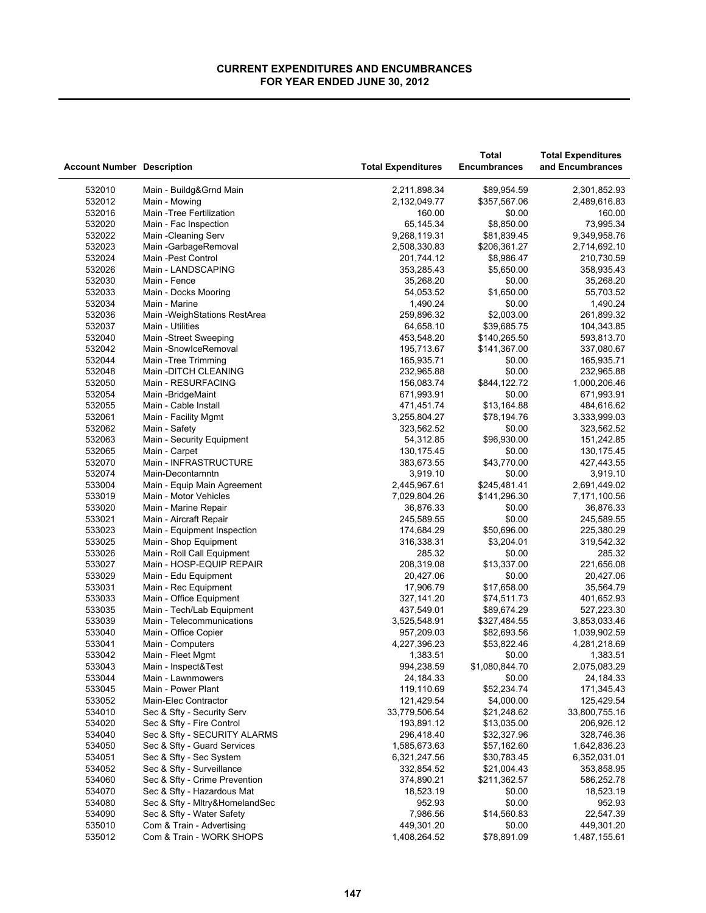**CURRENT EXPENDITURES AND ENCUMBRANCES**
**FOR YEAR ENDED JUNE 30, 2012**

| Account Number | Description | Total Expenditures | Total Encumbrances | Total Expenditures and Encumbrances |
|---|---|---|---|---|
| 532010 | Main - Buildg&Grnd Main | 2,211,898.34 | $89,954.59 | 2,301,852.93 |
| 532012 | Main - Mowing | 2,132,049.77 | $357,567.06 | 2,489,616.83 |
| 532016 | Main -Tree Fertilization | 160.00 | $0.00 | 160.00 |
| 532020 | Main - Fac Inspection | 65,145.34 | $8,850.00 | 73,995.34 |
| 532022 | Main -Cleaning Serv | 9,268,119.31 | $81,839.45 | 9,349,958.76 |
| 532023 | Main -GarbageRemoval | 2,508,330.83 | $206,361.27 | 2,714,692.10 |
| 532024 | Main -Pest Control | 201,744.12 | $8,986.47 | 210,730.59 |
| 532026 | Main - LANDSCAPING | 353,285.43 | $5,650.00 | 358,935.43 |
| 532030 | Main - Fence | 35,268.20 | $0.00 | 35,268.20 |
| 532033 | Main - Docks Mooring | 54,053.52 | $1,650.00 | 55,703.52 |
| 532034 | Main - Marine | 1,490.24 | $0.00 | 1,490.24 |
| 532036 | Main -WeighStations RestArea | 259,896.32 | $2,003.00 | 261,899.32 |
| 532037 | Main - Utilities | 64,658.10 | $39,685.75 | 104,343.85 |
| 532040 | Main -Street Sweeping | 453,548.20 | $140,265.50 | 593,813.70 |
| 532042 | Main -SnowIceRemoval | 195,713.67 | $141,367.00 | 337,080.67 |
| 532044 | Main -Tree Trimming | 165,935.71 | $0.00 | 165,935.71 |
| 532048 | Main -DITCH CLEANING | 232,965.88 | $0.00 | 232,965.88 |
| 532050 | Main - RESURFACING | 156,083.74 | $844,122.72 | 1,000,206.46 |
| 532054 | Main -BridgeMaint | 671,993.91 | $0.00 | 671,993.91 |
| 532055 | Main - Cable Install | 471,451.74 | $13,164.88 | 484,616.62 |
| 532061 | Main - Facility Mgmt | 3,255,804.27 | $78,194.76 | 3,333,999.03 |
| 532062 | Main - Safety | 323,562.52 | $0.00 | 323,562.52 |
| 532063 | Main - Security Equipment | 54,312.85 | $96,930.00 | 151,242.85 |
| 532065 | Main - Carpet | 130,175.45 | $0.00 | 130,175.45 |
| 532070 | Main - INFRASTRUCTURE | 383,673.55 | $43,770.00 | 427,443.55 |
| 532074 | Main-Decontamntn | 3,919.10 | $0.00 | 3,919.10 |
| 533004 | Main - Equip Main Agreement | 2,445,967.61 | $245,481.41 | 2,691,449.02 |
| 533019 | Main - Motor Vehicles | 7,029,804.26 | $141,296.30 | 7,171,100.56 |
| 533020 | Main - Marine Repair | 36,876.33 | $0.00 | 36,876.33 |
| 533021 | Main - Aircraft Repair | 245,589.55 | $0.00 | 245,589.55 |
| 533023 | Main - Equipment Inspection | 174,684.29 | $50,696.00 | 225,380.29 |
| 533025 | Main - Shop Equipment | 316,338.31 | $3,204.01 | 319,542.32 |
| 533026 | Main - Roll Call Equipment | 285.32 | $0.00 | 285.32 |
| 533027 | Main - HOSP-EQUIP REPAIR | 208,319.08 | $13,337.00 | 221,656.08 |
| 533029 | Main - Edu Equipment | 20,427.06 | $0.00 | 20,427.06 |
| 533031 | Main - Rec Equipment | 17,906.79 | $17,658.00 | 35,564.79 |
| 533033 | Main - Office Equipment | 327,141.20 | $74,511.73 | 401,652.93 |
| 533035 | Main - Tech/Lab Equipment | 437,549.01 | $89,674.29 | 527,223.30 |
| 533039 | Main - Telecommunications | 3,525,548.91 | $327,484.55 | 3,853,033.46 |
| 533040 | Main - Office Copier | 957,209.03 | $82,693.56 | 1,039,902.59 |
| 533041 | Main - Computers | 4,227,396.23 | $53,822.46 | 4,281,218.69 |
| 533042 | Main - Fleet Mgmt | 1,383.51 | $0.00 | 1,383.51 |
| 533043 | Main - Inspect&Test | 994,238.59 | $1,080,844.70 | 2,075,083.29 |
| 533044 | Main - Lawnmowers | 24,184.33 | $0.00 | 24,184.33 |
| 533045 | Main - Power Plant | 119,110.69 | $52,234.74 | 171,345.43 |
| 533052 | Main-Elec Contractor | 121,429.54 | $4,000.00 | 125,429.54 |
| 534010 | Sec & Sfty - Security Serv | 33,779,506.54 | $21,248.62 | 33,800,755.16 |
| 534020 | Sec & Sfty - Fire Control | 193,891.12 | $13,035.00 | 206,926.12 |
| 534040 | Sec & Sfty - SECURITY ALARMS | 296,418.40 | $32,327.96 | 328,746.36 |
| 534050 | Sec & Sfty - Guard Services | 1,585,673.63 | $57,162.60 | 1,642,836.23 |
| 534051 | Sec & Sfty - Sec System | 6,321,247.56 | $30,783.45 | 6,352,031.01 |
| 534052 | Sec & Sfty - Surveillance | 332,854.52 | $21,004.43 | 353,858.95 |
| 534060 | Sec & Sfty - Crime Prevention | 374,890.21 | $211,362.57 | 586,252.78 |
| 534070 | Sec & Sfty - Hazardous Mat | 18,523.19 | $0.00 | 18,523.19 |
| 534080 | Sec & Sfty - Mltry&HomelandSec | 952.93 | $0.00 | 952.93 |
| 534090 | Sec & Sfty - Water Safety | 7,986.56 | $14,560.83 | 22,547.39 |
| 535010 | Com & Train - Advertising | 449,301.20 | $0.00 | 449,301.20 |
| 535012 | Com & Train - WORK SHOPS | 1,408,264.52 | $78,891.09 | 1,487,155.61 |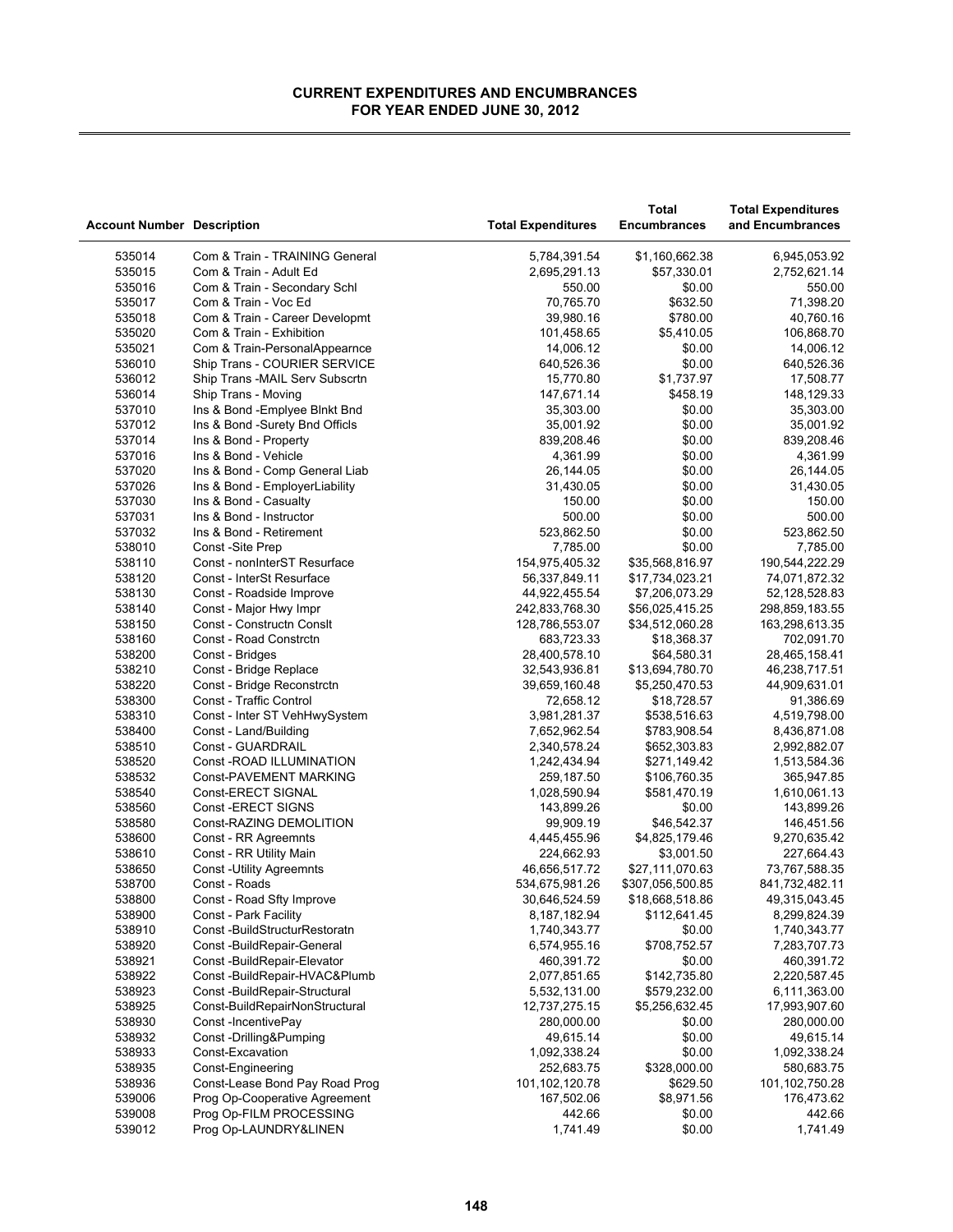**CURRENT EXPENDITURES AND ENCUMBRANCES**
**FOR YEAR ENDED JUNE 30, 2012**

| Account Number | Description | Total Expenditures | Total Encumbrances | Total Expenditures and Encumbrances |
|---|---|---|---|---|
| 535014 | Com & Train - TRAINING General | 5,784,391.54 | $1,160,662.38 | 6,945,053.92 |
| 535015 | Com & Train - Adult Ed | 2,695,291.13 | $57,330.01 | 2,752,621.14 |
| 535016 | Com & Train - Secondary Schl | 550.00 | $0.00 | 550.00 |
| 535017 | Com & Train - Voc Ed | 70,765.70 | $632.50 | 71,398.20 |
| 535018 | Com & Train - Career Developmt | 39,980.16 | $780.00 | 40,760.16 |
| 535020 | Com & Train - Exhibition | 101,458.65 | $5,410.05 | 106,868.70 |
| 535021 | Com & Train-PersonalAppearnce | 14,006.12 | $0.00 | 14,006.12 |
| 536010 | Ship Trans - COURIER SERVICE | 640,526.36 | $0.00 | 640,526.36 |
| 536012 | Ship Trans -MAIL Serv Subscrtn | 15,770.80 | $1,737.97 | 17,508.77 |
| 536014 | Ship Trans - Moving | 147,671.14 | $458.19 | 148,129.33 |
| 537010 | Ins & Bond -Emplyee Blnkt Bnd | 35,303.00 | $0.00 | 35,303.00 |
| 537012 | Ins & Bond -Surety Bnd Officls | 35,001.92 | $0.00 | 35,001.92 |
| 537014 | Ins & Bond - Property | 839,208.46 | $0.00 | 839,208.46 |
| 537016 | Ins & Bond - Vehicle | 4,361.99 | $0.00 | 4,361.99 |
| 537020 | Ins & Bond - Comp General Liab | 26,144.05 | $0.00 | 26,144.05 |
| 537026 | Ins & Bond - EmployerLiability | 31,430.05 | $0.00 | 31,430.05 |
| 537030 | Ins & Bond - Casualty | 150.00 | $0.00 | 150.00 |
| 537031 | Ins & Bond - Instructor | 500.00 | $0.00 | 500.00 |
| 537032 | Ins & Bond - Retirement | 523,862.50 | $0.00 | 523,862.50 |
| 538010 | Const -Site Prep | 7,785.00 | $0.00 | 7,785.00 |
| 538110 | Const - nonInterST Resurface | 154,975,405.32 | $35,568,816.97 | 190,544,222.29 |
| 538120 | Const - InterSt Resurface | 56,337,849.11 | $17,734,023.21 | 74,071,872.32 |
| 538130 | Const - Roadside Improve | 44,922,455.54 | $7,206,073.29 | 52,128,528.83 |
| 538140 | Const - Major Hwy Impr | 242,833,768.30 | $56,025,415.25 | 298,859,183.55 |
| 538150 | Const - Constructn Conslt | 128,786,553.07 | $34,512,060.28 | 163,298,613.35 |
| 538160 | Const - Road Constrctn | 683,723.33 | $18,368.37 | 702,091.70 |
| 538200 | Const - Bridges | 28,400,578.10 | $64,580.31 | 28,465,158.41 |
| 538210 | Const - Bridge Replace | 32,543,936.81 | $13,694,780.70 | 46,238,717.51 |
| 538220 | Const - Bridge Reconstrctn | 39,659,160.48 | $5,250,470.53 | 44,909,631.01 |
| 538300 | Const - Traffic Control | 72,658.12 | $18,728.57 | 91,386.69 |
| 538310 | Const - Inter ST VehHwySystem | 3,981,281.37 | $538,516.63 | 4,519,798.00 |
| 538400 | Const - Land/Building | 7,652,962.54 | $783,908.54 | 8,436,871.08 |
| 538510 | Const - GUARDRAIL | 2,340,578.24 | $652,303.83 | 2,992,882.07 |
| 538520 | Const -ROAD ILLUMINATION | 1,242,434.94 | $271,149.42 | 1,513,584.36 |
| 538532 | Const-PAVEMENT MARKING | 259,187.50 | $106,760.35 | 365,947.85 |
| 538540 | Const-ERECT SIGNAL | 1,028,590.94 | $581,470.19 | 1,610,061.13 |
| 538560 | Const -ERECT SIGNS | 143,899.26 | $0.00 | 143,899.26 |
| 538580 | Const-RAZING DEMOLITION | 99,909.19 | $46,542.37 | 146,451.56 |
| 538600 | Const - RR Agreemnts | 4,445,455.96 | $4,825,179.46 | 9,270,635.42 |
| 538610 | Const - RR Utility Main | 224,662.93 | $3,001.50 | 227,664.43 |
| 538650 | Const -Utility Agreemnts | 46,656,517.72 | $27,111,070.63 | 73,767,588.35 |
| 538700 | Const - Roads | 534,675,981.26 | $307,056,500.85 | 841,732,482.11 |
| 538800 | Const - Road Sfty Improve | 30,646,524.59 | $18,668,518.86 | 49,315,043.45 |
| 538900 | Const - Park Facility | 8,187,182.94 | $112,641.45 | 8,299,824.39 |
| 538910 | Const -BuildStructurRestoratn | 1,740,343.77 | $0.00 | 1,740,343.77 |
| 538920 | Const -BuildRepair-General | 6,574,955.16 | $708,752.57 | 7,283,707.73 |
| 538921 | Const -BuildRepair-Elevator | 460,391.72 | $0.00 | 460,391.72 |
| 538922 | Const -BuildRepair-HVAC&Plumb | 2,077,851.65 | $142,735.80 | 2,220,587.45 |
| 538923 | Const -BuildRepair-Structural | 5,532,131.00 | $579,232.00 | 6,111,363.00 |
| 538925 | Const-BuildRepairNonStructural | 12,737,275.15 | $5,256,632.45 | 17,993,907.60 |
| 538930 | Const -IncentivePay | 280,000.00 | $0.00 | 280,000.00 |
| 538932 | Const -Drilling&Pumping | 49,615.14 | $0.00 | 49,615.14 |
| 538933 | Const-Excavation | 1,092,338.24 | $0.00 | 1,092,338.24 |
| 538935 | Const-Engineering | 252,683.75 | $328,000.00 | 580,683.75 |
| 538936 | Const-Lease Bond Pay Road Prog | 101,102,120.78 | $629.50 | 101,102,750.28 |
| 539006 | Prog Op-Cooperative Agreement | 167,502.06 | $8,971.56 | 176,473.62 |
| 539008 | Prog Op-FILM PROCESSING | 442.66 | $0.00 | 442.66 |
| 539012 | Prog Op-LAUNDRY&LINEN | 1,741.49 | $0.00 | 1,741.49 |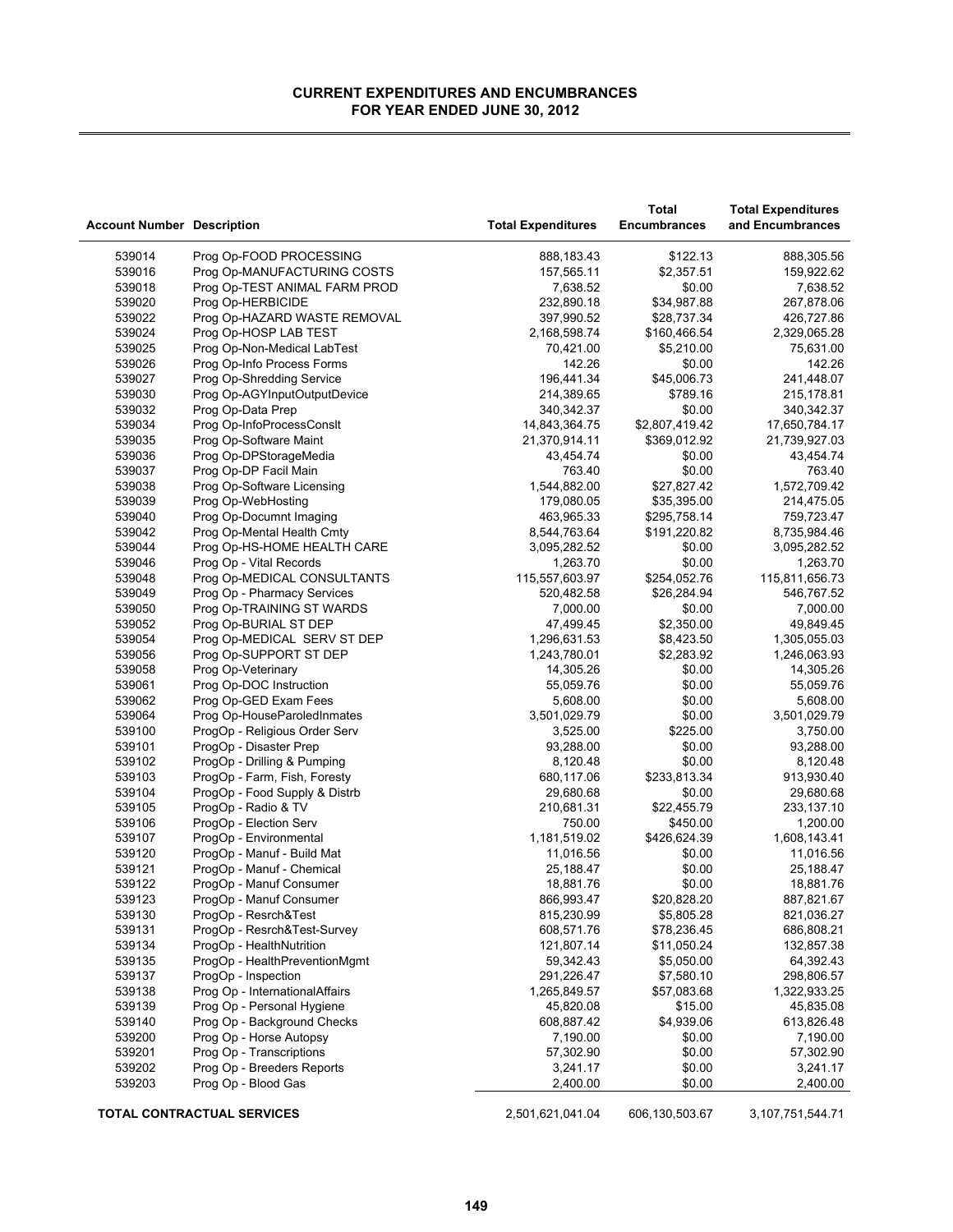# CURRENT EXPENDITURES AND ENCUMBRANCES
## FOR YEAR ENDED JUNE 30, 2012

| Account Number | Description | Total Expenditures | Total Encumbrances | Total Expenditures and Encumbrances |
|---|---|---|---|---|
| 539014 | Prog Op-FOOD PROCESSING | 888,183.43 | $122.13 | 888,305.56 |
| 539016 | Prog Op-MANUFACTURING COSTS | 157,565.11 | $2,357.51 | 159,922.62 |
| 539018 | Prog Op-TEST ANIMAL FARM PROD | 7,638.52 | $0.00 | 7,638.52 |
| 539020 | Prog Op-HERBICIDE | 232,890.18 | $34,987.88 | 267,878.06 |
| 539022 | Prog Op-HAZARD WASTE REMOVAL | 397,990.52 | $28,737.34 | 426,727.86 |
| 539024 | Prog Op-HOSP LAB TEST | 2,168,598.74 | $160,466.54 | 2,329,065.28 |
| 539025 | Prog Op-Non-Medical LabTest | 70,421.00 | $5,210.00 | 75,631.00 |
| 539026 | Prog Op-Info Process Forms | 142.26 | $0.00 | 142.26 |
| 539027 | Prog Op-Shredding Service | 196,441.34 | $45,006.73 | 241,448.07 |
| 539030 | Prog Op-AGYInputOutputDevice | 214,389.65 | $789.16 | 215,178.81 |
| 539032 | Prog Op-Data Prep | 340,342.37 | $0.00 | 340,342.37 |
| 539034 | Prog Op-InfoProcessConslt | 14,843,364.75 | $2,807,419.42 | 17,650,784.17 |
| 539035 | Prog Op-Software Maint | 21,370,914.11 | $369,012.92 | 21,739,927.03 |
| 539036 | Prog Op-DPStorageMedia | 43,454.74 | $0.00 | 43,454.74 |
| 539037 | Prog Op-DP Facil Main | 763.40 | $0.00 | 763.40 |
| 539038 | Prog Op-Software Licensing | 1,544,882.00 | $27,827.42 | 1,572,709.42 |
| 539039 | Prog Op-WebHosting | 179,080.05 | $35,395.00 | 214,475.05 |
| 539040 | Prog Op-Documnt Imaging | 463,965.33 | $295,758.14 | 759,723.47 |
| 539042 | Prog Op-Mental Health Cmty | 8,544,763.64 | $191,220.82 | 8,735,984.46 |
| 539044 | Prog Op-HS-HOME HEALTH CARE | 3,095,282.52 | $0.00 | 3,095,282.52 |
| 539046 | Prog Op - Vital Records | 1,263.70 | $0.00 | 1,263.70 |
| 539048 | Prog Op-MEDICAL CONSULTANTS | 115,557,603.97 | $254,052.76 | 115,811,656.73 |
| 539049 | Prog Op - Pharmacy Services | 520,482.58 | $26,284.94 | 546,767.52 |
| 539050 | Prog Op-TRAINING ST WARDS | 7,000.00 | $0.00 | 7,000.00 |
| 539052 | Prog Op-BURIAL ST DEP | 47,499.45 | $2,350.00 | 49,849.45 |
| 539054 | Prog Op-MEDICAL SERV ST DEP | 1,296,631.53 | $8,423.50 | 1,305,055.03 |
| 539056 | Prog Op-SUPPORT ST DEP | 1,243,780.01 | $2,283.92 | 1,246,063.93 |
| 539058 | Prog Op-Veterinary | 14,305.26 | $0.00 | 14,305.26 |
| 539061 | Prog Op-DOC Instruction | 55,059.76 | $0.00 | 55,059.76 |
| 539062 | Prog Op-GED Exam Fees | 5,608.00 | $0.00 | 5,608.00 |
| 539064 | Prog Op-HouseParoledInmates | 3,501,029.79 | $0.00 | 3,501,029.79 |
| 539100 | ProgOp - Religious Order Serv | 3,525.00 | $225.00 | 3,750.00 |
| 539101 | ProgOp - Disaster Prep | 93,288.00 | $0.00 | 93,288.00 |
| 539102 | ProgOp - Drilling & Pumping | 8,120.48 | $0.00 | 8,120.48 |
| 539103 | ProgOp - Farm, Fish, Foresty | 680,117.06 | $233,813.34 | 913,930.40 |
| 539104 | ProgOp - Food Supply & Distrb | 29,680.68 | $0.00 | 29,680.68 |
| 539105 | ProgOp - Radio & TV | 210,681.31 | $22,455.79 | 233,137.10 |
| 539106 | ProgOp - Election Serv | 750.00 | $450.00 | 1,200.00 |
| 539107 | ProgOp - Environmental | 1,181,519.02 | $426,624.39 | 1,608,143.41 |
| 539120 | ProgOp - Manuf - Build Mat | 11,016.56 | $0.00 | 11,016.56 |
| 539121 | ProgOp - Manuf - Chemical | 25,188.47 | $0.00 | 25,188.47 |
| 539122 | ProgOp - Manuf Consumer | 18,881.76 | $0.00 | 18,881.76 |
| 539123 | ProgOp - Manuf Consumer | 866,993.47 | $20,828.20 | 887,821.67 |
| 539130 | ProgOp - Resrch&Test | 815,230.99 | $5,805.28 | 821,036.27 |
| 539131 | ProgOp - Resrch&Test-Survey | 608,571.76 | $78,236.45 | 686,808.21 |
| 539134 | ProgOp - HealthNutrition | 121,807.14 | $11,050.24 | 132,857.38 |
| 539135 | ProgOp - HealthPreventionMgmt | 59,342.43 | $5,050.00 | 64,392.43 |
| 539137 | ProgOp - Inspection | 291,226.47 | $7,580.10 | 298,806.57 |
| 539138 | Prog Op - InternationalAffairs | 1,265,849.57 | $57,083.68 | 1,322,933.25 |
| 539139 | Prog Op - Personal Hygiene | 45,820.08 | $15.00 | 45,835.08 |
| 539140 | Prog Op - Background Checks | 608,887.42 | $4,939.06 | 613,826.48 |
| 539200 | Prog Op - Horse Autopsy | 7,190.00 | $0.00 | 7,190.00 |
| 539201 | Prog Op - Transcriptions | 57,302.90 | $0.00 | 57,302.90 |
| 539202 | Prog Op - Breeders Reports | 3,241.17 | $0.00 | 3,241.17 |
| 539203 | Prog Op - Blood Gas | 2,400.00 | $0.00 | 2,400.00 |
| **TOTAL CONTRACTUAL SERVICES** | | 2,501,621,041.04 | 606,130,503.67 | 3,107,751,544.71 |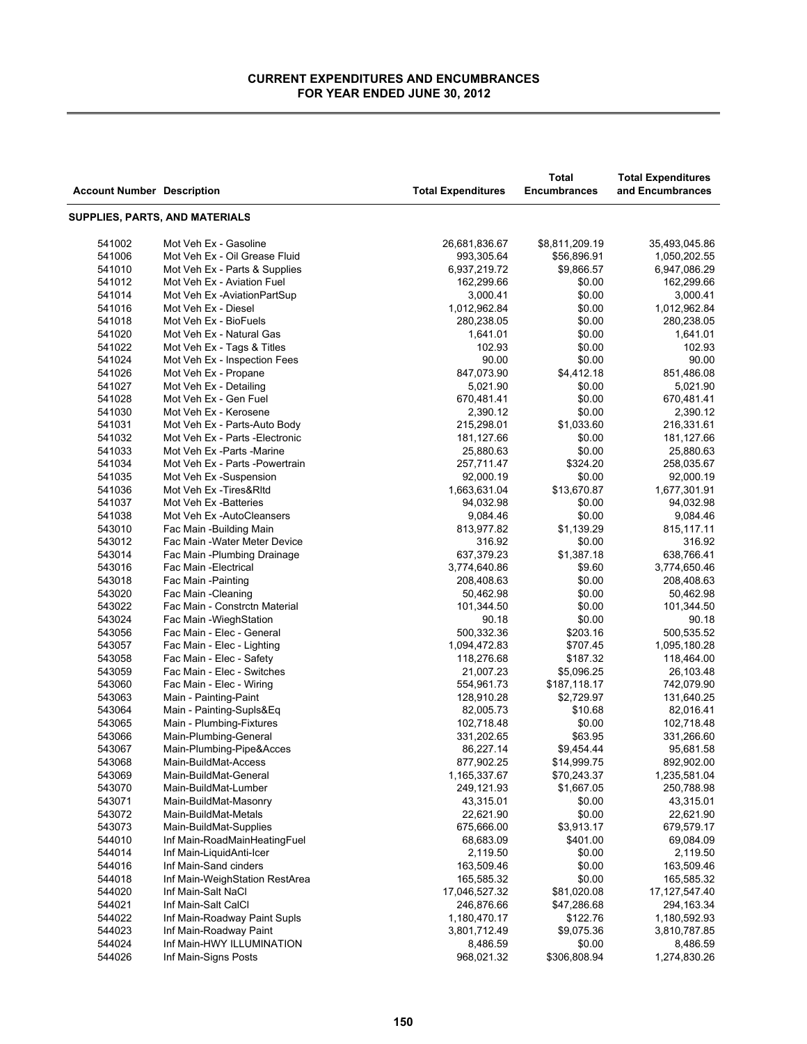# CURRENT EXPENDITURES AND ENCUMBRANCES
## FOR YEAR ENDED JUNE 30, 2012

| Account Number | Description | Total Expenditures | Total Encumbrances | Total Expenditures and Encumbrances |
|---|---|---|---|---|
| **SUPPLIES, PARTS, AND MATERIALS** | | | | |
| 541002 | Mot Veh Ex - Gasoline | 26,681,836.67 | $8,811,209.19 | 35,493,045.86 |
| 541006 | Mot Veh Ex - Oil Grease Fluid | 993,305.64 | $56,896.91 | 1,050,202.55 |
| 541010 | Mot Veh Ex - Parts & Supplies | 6,937,219.72 | $9,866.57 | 6,947,086.29 |
| 541012 | Mot Veh Ex - Aviation Fuel | 162,299.66 | $0.00 | 162,299.66 |
| 541014 | Mot Veh Ex -AviationPartSup | 3,000.41 | $0.00 | 3,000.41 |
| 541016 | Mot Veh Ex - Diesel | 1,012,962.84 | $0.00 | 1,012,962.84 |
| 541018 | Mot Veh Ex - BioFuels | 280,238.05 | $0.00 | 280,238.05 |
| 541020 | Mot Veh Ex - Natural Gas | 1,641.01 | $0.00 | 1,641.01 |
| 541022 | Mot Veh Ex - Tags & Titles | 102.93 | $0.00 | 102.93 |
| 541024 | Mot Veh Ex - Inspection Fees | 90.00 | $0.00 | 90.00 |
| 541026 | Mot Veh Ex - Propane | 847,073.90 | $4,412.18 | 851,486.08 |
| 541027 | Mot Veh Ex - Detailing | 5,021.90 | $0.00 | 5,021.90 |
| 541028 | Mot Veh Ex - Gen Fuel | 670,481.41 | $0.00 | 670,481.41 |
| 541030 | Mot Veh Ex - Kerosene | 2,390.12 | $0.00 | 2,390.12 |
| 541031 | Mot Veh Ex - Parts-Auto Body | 215,298.01 | $1,033.60 | 216,331.61 |
| 541032 | Mot Veh Ex - Parts -Electronic | 181,127.66 | $0.00 | 181,127.66 |
| 541033 | Mot Veh Ex -Parts -Marine | 25,880.63 | $0.00 | 25,880.63 |
| 541034 | Mot Veh Ex - Parts -Powertrain | 257,711.47 | $324.20 | 258,035.67 |
| 541035 | Mot Veh Ex -Suspension | 92,000.19 | $0.00 | 92,000.19 |
| 541036 | Mot Veh Ex -Tires&Rltd | 1,663,631.04 | $13,670.87 | 1,677,301.91 |
| 541037 | Mot Veh Ex -Batteries | 94,032.98 | $0.00 | 94,032.98 |
| 541038 | Mot Veh Ex -AutoCleansers | 9,084.46 | $0.00 | 9,084.46 |
| 543010 | Fac Main -Building Main | 813,977.82 | $1,139.29 | 815,117.11 |
| 543012 | Fac Main -Water Meter Device | 316.92 | $0.00 | 316.92 |
| 543014 | Fac Main -Plumbing Drainage | 637,379.23 | $1,387.18 | 638,766.41 |
| 543016 | Fac Main -Electrical | 3,774,640.86 | $9.60 | 3,774,650.46 |
| 543018 | Fac Main -Painting | 208,408.63 | $0.00 | 208,408.63 |
| 543020 | Fac Main -Cleaning | 50,462.98 | $0.00 | 50,462.98 |
| 543022 | Fac Main - Constrctn Material | 101,344.50 | $0.00 | 101,344.50 |
| 543024 | Fac Main -WieghStation | 90.18 | $0.00 | 90.18 |
| 543056 | Fac Main - Elec - General | 500,332.36 | $203.16 | 500,535.52 |
| 543057 | Fac Main - Elec - Lighting | 1,094,472.83 | $707.45 | 1,095,180.28 |
| 543058 | Fac Main - Elec - Safety | 118,276.68 | $187.32 | 118,464.00 |
| 543059 | Fac Main - Elec - Switches | 21,007.23 | $5,096.25 | 26,103.48 |
| 543060 | Fac Main - Elec - Wiring | 554,961.73 | $187,118.17 | 742,079.90 |
| 543063 | Main - Painting-Paint | 128,910.28 | $2,729.97 | 131,640.25 |
| 543064 | Main - Painting-Supls&Eq | 82,005.73 | $10.68 | 82,016.41 |
| 543065 | Main - Plumbing-Fixtures | 102,718.48 | $0.00 | 102,718.48 |
| 543066 | Main-Plumbing-General | 331,202.65 | $63.95 | 331,266.60 |
| 543067 | Main-Plumbing-Pipe&Acces | 86,227.14 | $9,454.44 | 95,681.58 |
| 543068 | Main-BuildMat-Access | 877,902.25 | $14,999.75 | 892,902.00 |
| 543069 | Main-BuildMat-General | 1,165,337.67 | $70,243.37 | 1,235,581.04 |
| 543070 | Main-BuildMat-Lumber | 249,121.93 | $1,667.05 | 250,788.98 |
| 543071 | Main-BuildMat-Masonry | 43,315.01 | $0.00 | 43,315.01 |
| 543072 | Main-BuildMat-Metals | 22,621.90 | $0.00 | 22,621.90 |
| 543073 | Main-BuildMat-Supplies | 675,666.00 | $3,913.17 | 679,579.17 |
| 544010 | Inf Main-RoadMainHeatingFuel | 68,683.09 | $401.00 | 69,084.09 |
| 544014 | Inf Main-LiquidAnti-Icer | 2,119.50 | $0.00 | 2,119.50 |
| 544016 | Inf Main-Sand cinders | 163,509.46 | $0.00 | 163,509.46 |
| 544018 | Inf Main-WeighStation RestArea | 165,585.32 | $0.00 | 165,585.32 |
| 544020 | Inf Main-Salt NaCl | 17,046,527.32 | $81,020.08 | 17,127,547.40 |
| 544021 | Inf Main-Salt CalCl | 246,876.66 | $47,286.68 | 294,163.34 |
| 544022 | Inf Main-Roadway Paint Supls | 1,180,470.17 | $122.76 | 1,180,592.93 |
| 544023 | Inf Main-Roadway Paint | 3,801,712.49 | $9,075.36 | 3,810,787.85 |
| 544024 | Inf Main-HWY ILLUMINATION | 8,486.59 | $0.00 | 8,486.59 |
| 544026 | Inf Main-Signs Posts | 968,021.32 | $306,808.94 | 1,274,830.26 |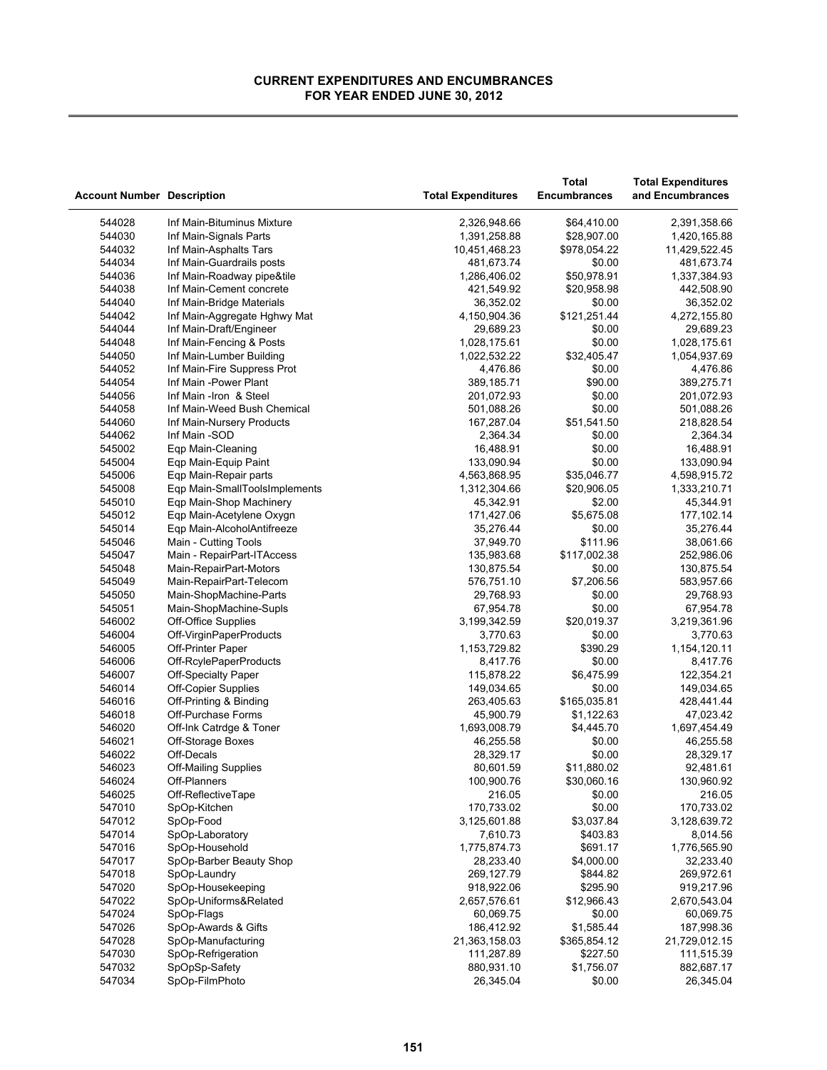# CURRENT EXPENDITURES AND ENCUMBRANCES
## FOR YEAR ENDED JUNE 30, 2012

| Account Number | Description | Total Expenditures | Total Encumbrances | Total Expenditures and Encumbrances |
|---|---|---|---|---|
| 544028 | Inf Main-Bituminus Mixture | 2,326,948.66 | $64,410.00 | 2,391,358.66 |
| 544030 | Inf Main-Signals Parts | 1,391,258.88 | $28,907.00 | 1,420,165.88 |
| 544032 | Inf Main-Asphalts Tars | 10,451,468.23 | $978,054.22 | 11,429,522.45 |
| 544034 | Inf Main-Guardrails posts | 481,673.74 | $0.00 | 481,673.74 |
| 544036 | Inf Main-Roadway pipe&tile | 1,286,406.02 | $50,978.91 | 1,337,384.93 |
| 544038 | Inf Main-Cement concrete | 421,549.92 | $20,958.98 | 442,508.90 |
| 544040 | Inf Main-Bridge Materials | 36,352.02 | $0.00 | 36,352.02 |
| 544042 | Inf Main-Aggregate Hghwy Mat | 4,150,904.36 | $121,251.44 | 4,272,155.80 |
| 544044 | Inf Main-Draft/Engineer | 29,689.23 | $0.00 | 29,689.23 |
| 544048 | Inf Main-Fencing & Posts | 1,028,175.61 | $0.00 | 1,028,175.61 |
| 544050 | Inf Main-Lumber Building | 1,022,532.22 | $32,405.47 | 1,054,937.69 |
| 544052 | Inf Main-Fire Suppress Prot | 4,476.86 | $0.00 | 4,476.86 |
| 544054 | Inf Main -Power Plant | 389,185.71 | $90.00 | 389,275.71 |
| 544056 | Inf Main -Iron & Steel | 201,072.93 | $0.00 | 201,072.93 |
| 544058 | Inf Main-Weed Bush Chemical | 501,088.26 | $0.00 | 501,088.26 |
| 544060 | Inf Main-Nursery Products | 167,287.04 | $51,541.50 | 218,828.54 |
| 544062 | Inf Main -SOD | 2,364.34 | $0.00 | 2,364.34 |
| 545002 | Eqp Main-Cleaning | 16,488.91 | $0.00 | 16,488.91 |
| 545004 | Eqp Main-Equip Paint | 133,090.94 | $0.00 | 133,090.94 |
| 545006 | Eqp Main-Repair parts | 4,563,868.95 | $35,046.77 | 4,598,915.72 |
| 545008 | Eqp Main-SmallToolsImplements | 1,312,304.66 | $20,906.05 | 1,333,210.71 |
| 545010 | Eqp Main-Shop Machinery | 45,342.91 | $2.00 | 45,344.91 |
| 545012 | Eqp Main-Acetylene Oxygn | 171,427.06 | $5,675.08 | 177,102.14 |
| 545014 | Eqp Main-AlcoholAntifreeze | 35,276.44 | $0.00 | 35,276.44 |
| 545046 | Main - Cutting Tools | 37,949.70 | $111.96 | 38,061.66 |
| 545047 | Main - RepairPart-ITAccess | 135,983.68 | $117,002.38 | 252,986.06 |
| 545048 | Main-RepairPart-Motors | 130,875.54 | $0.00 | 130,875.54 |
| 545049 | Main-RepairPart-Telecom | 576,751.10 | $7,206.56 | 583,957.66 |
| 545050 | Main-ShopMachine-Parts | 29,768.93 | $0.00 | 29,768.93 |
| 545051 | Main-ShopMachine-Supls | 67,954.78 | $0.00 | 67,954.78 |
| 546002 | Off-Office Supplies | 3,199,342.59 | $20,019.37 | 3,219,361.96 |
| 546004 | Off-VirginPaperProducts | 3,770.63 | $0.00 | 3,770.63 |
| 546005 | Off-Printer Paper | 1,153,729.82 | $390.29 | 1,154,120.11 |
| 546006 | Off-RcylePaperProducts | 8,417.76 | $0.00 | 8,417.76 |
| 546007 | Off-Specialty Paper | 115,878.22 | $6,475.99 | 122,354.21 |
| 546014 | Off-Copier Supplies | 149,034.65 | $0.00 | 149,034.65 |
| 546016 | Off-Printing & Binding | 263,405.63 | $165,035.81 | 428,441.44 |
| 546018 | Off-Purchase Forms | 45,900.79 | $1,122.63 | 47,023.42 |
| 546020 | Off-Ink Catrdge & Toner | 1,693,008.79 | $4,445.70 | 1,697,454.49 |
| 546021 | Off-Storage Boxes | 46,255.58 | $0.00 | 46,255.58 |
| 546022 | Off-Decals | 28,329.17 | $0.00 | 28,329.17 |
| 546023 | Off-Mailing Supplies | 80,601.59 | $11,880.02 | 92,481.61 |
| 546024 | Off-Planners | 100,900.76 | $30,060.16 | 130,960.92 |
| 546025 | Off-ReflectiveTape | 216.05 | $0.00 | 216.05 |
| 547010 | SpOp-Kitchen | 170,733.02 | $0.00 | 170,733.02 |
| 547012 | SpOp-Food | 3,125,601.88 | $3,037.84 | 3,128,639.72 |
| 547014 | SpOp-Laboratory | 7,610.73 | $403.83 | 8,014.56 |
| 547016 | SpOp-Household | 1,775,874.73 | $691.17 | 1,776,565.90 |
| 547017 | SpOp-Barber Beauty Shop | 28,233.40 | $4,000.00 | 32,233.40 |
| 547018 | SpOp-Laundry | 269,127.79 | $844.82 | 269,972.61 |
| 547020 | SpOp-Housekeeping | 918,922.06 | $295.90 | 919,217.96 |
| 547022 | SpOp-Uniforms&Related | 2,657,576.61 | $12,966.43 | 2,670,543.04 |
| 547024 | SpOp-Flags | 60,069.75 | $0.00 | 60,069.75 |
| 547026 | SpOp-Awards & Gifts | 186,412.92 | $1,585.44 | 187,998.36 |
| 547028 | SpOp-Manufacturing | 21,363,158.03 | $365,854.12 | 21,729,012.15 |
| 547030 | SpOp-Refrigeration | 111,287.89 | $227.50 | 111,515.39 |
| 547032 | SpOpSp-Safety | 880,931.10 | $1,756.07 | 882,687.17 |
| 547034 | SpOp-FilmPhoto | 26,345.04 | $0.00 | 26,345.04 |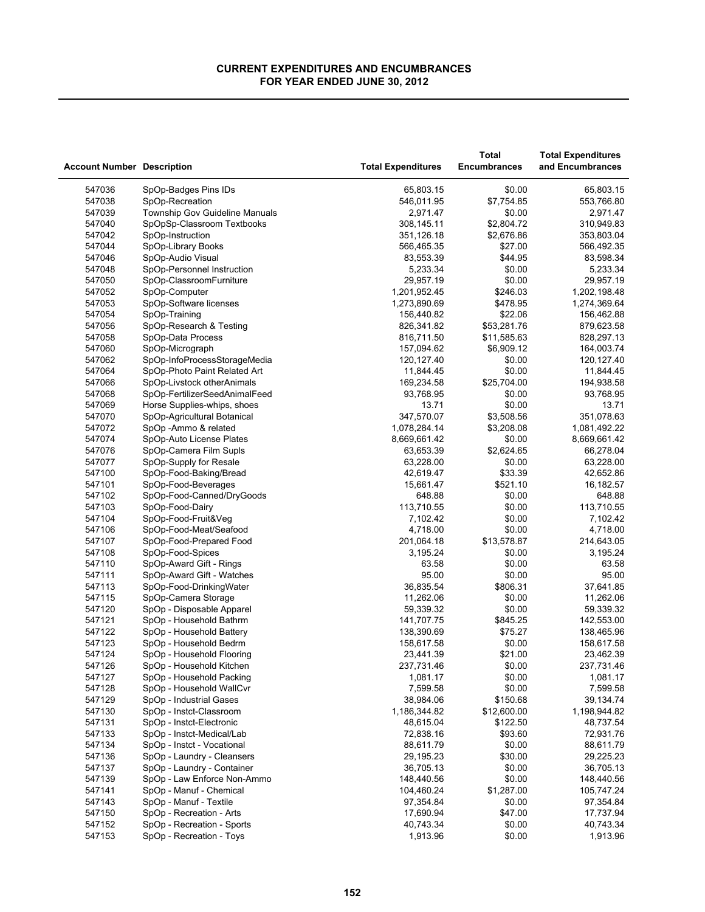# CURRENT EXPENDITURES AND ENCUMBRANCES
## FOR YEAR ENDED JUNE 30, 2012

| Account Number | Description | Total Expenditures | Total Encumbrances | Total Expenditures and Encumbrances |
|---|---|---|---|---|
| 547036 | SpOp-Badges Pins IDs | 65,803.15 | $0.00 | 65,803.15 |
| 547038 | SpOp-Recreation | 546,011.95 | $7,754.85 | 553,766.80 |
| 547039 | Township Gov Guideline Manuals | 2,971.47 | $0.00 | 2,971.47 |
| 547040 | SpOpSp-Classroom Textbooks | 308,145.11 | $2,804.72 | 310,949.83 |
| 547042 | SpOp-Instruction | 351,126.18 | $2,676.86 | 353,803.04 |
| 547044 | SpOp-Library Books | 566,465.35 | $27.00 | 566,492.35 |
| 547046 | SpOp-Audio Visual | 83,553.39 | $44.95 | 83,598.34 |
| 547048 | SpOp-Personnel Instruction | 5,233.34 | $0.00 | 5,233.34 |
| 547050 | SpOp-ClassroomFurniture | 29,957.19 | $0.00 | 29,957.19 |
| 547052 | SpOp-Computer | 1,201,952.45 | $246.03 | 1,202,198.48 |
| 547053 | SpOp-Software licenses | 1,273,890.69 | $478.95 | 1,274,369.64 |
| 547054 | SpOp-Training | 156,440.82 | $22.06 | 156,462.88 |
| 547056 | SpOp-Research & Testing | 826,341.82 | $53,281.76 | 879,623.58 |
| 547058 | SpOp-Data Process | 816,711.50 | $11,585.63 | 828,297.13 |
| 547060 | SpOp-Micrograph | 157,094.62 | $6,909.12 | 164,003.74 |
| 547062 | SpOp-InfoProcessStorageMedia | 120,127.40 | $0.00 | 120,127.40 |
| 547064 | SpOp-Photo Paint Related Art | 11,844.45 | $0.00 | 11,844.45 |
| 547066 | SpOp-Livstock otherAnimals | 169,234.58 | $25,704.00 | 194,938.58 |
| 547068 | SpOp-FertilizerSeedAnimalFeed | 93,768.95 | $0.00 | 93,768.95 |
| 547069 | Horse Supplies-whips, shoes | 13.71 | $0.00 | 13.71 |
| 547070 | SpOp-Agricultural Botanical | 347,570.07 | $3,508.56 | 351,078.63 |
| 547072 | SpOp -Ammo & related | 1,078,284.14 | $3,208.08 | 1,081,492.22 |
| 547074 | SpOp-Auto License Plates | 8,669,661.42 | $0.00 | 8,669,661.42 |
| 547076 | SpOp-Camera Film Supls | 63,653.39 | $2,624.65 | 66,278.04 |
| 547077 | SpOp-Supply for Resale | 63,228.00 | $0.00 | 63,228.00 |
| 547100 | SpOp-Food-Baking/Bread | 42,619.47 | $33.39 | 42,652.86 |
| 547101 | SpOp-Food-Beverages | 15,661.47 | $521.10 | 16,182.57 |
| 547102 | SpOp-Food-Canned/DryGoods | 648.88 | $0.00 | 648.88 |
| 547103 | SpOp-Food-Dairy | 113,710.55 | $0.00 | 113,710.55 |
| 547104 | SpOp-Food-Fruit&Veg | 7,102.42 | $0.00 | 7,102.42 |
| 547106 | SpOp-Food-Meat/Seafood | 4,718.00 | $0.00 | 4,718.00 |
| 547107 | SpOp-Food-Prepared Food | 201,064.18 | $13,578.87 | 214,643.05 |
| 547108 | SpOp-Food-Spices | 3,195.24 | $0.00 | 3,195.24 |
| 547110 | SpOp-Award Gift - Rings | 63.58 | $0.00 | 63.58 |
| 547111 | SpOp-Award Gift - Watches | 95.00 | $0.00 | 95.00 |
| 547113 | SpOp-Food-DrinkingWater | 36,835.54 | $806.31 | 37,641.85 |
| 547115 | SpOp-Camera Storage | 11,262.06 | $0.00 | 11,262.06 |
| 547120 | SpOp - Disposable Apparel | 59,339.32 | $0.00 | 59,339.32 |
| 547121 | SpOp - Household Bathrm | 141,707.75 | $845.25 | 142,553.00 |
| 547122 | SpOp - Household Battery | 138,390.69 | $75.27 | 138,465.96 |
| 547123 | SpOp - Household Bedrm | 158,617.58 | $0.00 | 158,617.58 |
| 547124 | SpOp - Household Flooring | 23,441.39 | $21.00 | 23,462.39 |
| 547126 | SpOp - Household Kitchen | 237,731.46 | $0.00 | 237,731.46 |
| 547127 | SpOp - Household Packing | 1,081.17 | $0.00 | 1,081.17 |
| 547128 | SpOp - Household WallCvr | 7,599.58 | $0.00 | 7,599.58 |
| 547129 | SpOp - Industrial Gases | 38,984.06 | $150.68 | 39,134.74 |
| 547130 | SpOp - Instct-Classroom | 1,186,344.82 | $12,600.00 | 1,198,944.82 |
| 547131 | SpOp - Instct-Electronic | 48,615.04 | $122.50 | 48,737.54 |
| 547133 | SpOp - Instct-Medical/Lab | 72,838.16 | $93.60 | 72,931.76 |
| 547134 | SpOp - Instct - Vocational | 88,611.79 | $0.00 | 88,611.79 |
| 547136 | SpOp - Laundry - Cleansers | 29,195.23 | $30.00 | 29,225.23 |
| 547137 | SpOp - Laundry - Container | 36,705.13 | $0.00 | 36,705.13 |
| 547139 | SpOp - Law Enforce Non-Ammo | 148,440.56 | $0.00 | 148,440.56 |
| 547141 | SpOp - Manuf - Chemical | 104,460.24 | $1,287.00 | 105,747.24 |
| 547143 | SpOp - Manuf - Textile | 97,354.84 | $0.00 | 97,354.84 |
| 547150 | SpOp - Recreation - Arts | 17,690.94 | $47.00 | 17,737.94 |
| 547152 | SpOp - Recreation - Sports | 40,743.34 | $0.00 | 40,743.34 |
| 547153 | SpOp - Recreation - Toys | 1,913.96 | $0.00 | 1,913.96 |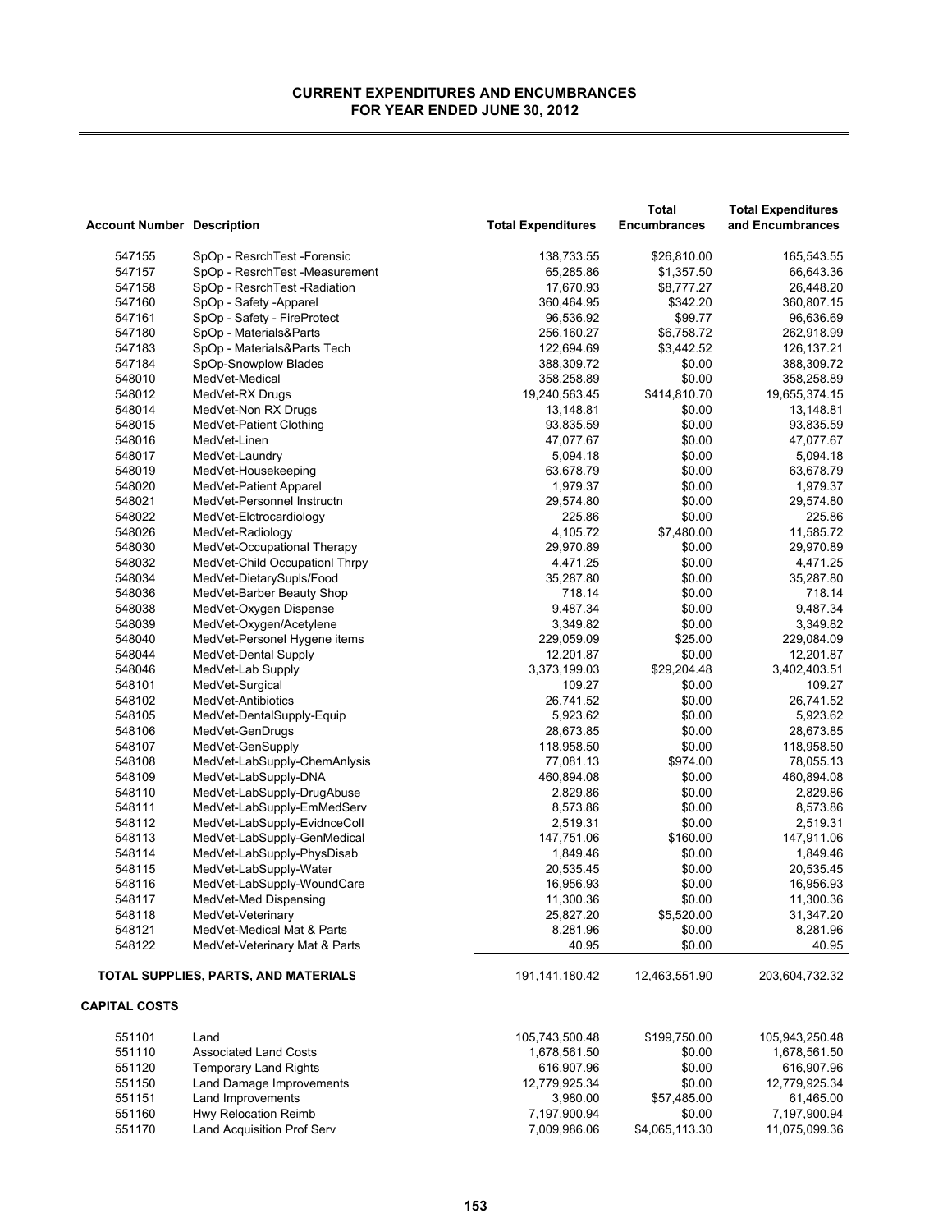# CURRENT EXPENDITURES AND ENCUMBRANCES
## FOR YEAR ENDED JUNE 30, 2012

| Account Number | Description | Total Expenditures | Total Encumbrances | Total Expenditures and Encumbrances |
|---|---|---|---|---|
| 547155 | SpOp - ResrchTest -Forensic | 138,733.55 | $26,810.00 | 165,543.55 |
| 547157 | SpOp - ResrchTest -Measurement | 65,285.86 | $1,357.50 | 66,643.36 |
| 547158 | SpOp - ResrchTest -Radiation | 17,670.93 | $8,777.27 | 26,448.20 |
| 547160 | SpOp - Safety -Apparel | 360,464.95 | $342.20 | 360,807.15 |
| 547161 | SpOp - Safety - FireProtect | 96,536.92 | $99.77 | 96,636.69 |
| 547180 | SpOp - Materials&Parts | 256,160.27 | $6,758.72 | 262,918.99 |
| 547183 | SpOp - Materials&Parts Tech | 122,694.69 | $3,442.52 | 126,137.21 |
| 547184 | SpOp-Snowplow Blades | 388,309.72 | $0.00 | 388,309.72 |
| 548010 | MedVet-Medical | 358,258.89 | $0.00 | 358,258.89 |
| 548012 | MedVet-RX Drugs | 19,240,563.45 | $414,810.70 | 19,655,374.15 |
| 548014 | MedVet-Non RX Drugs | 13,148.81 | $0.00 | 13,148.81 |
| 548015 | MedVet-Patient Clothing | 93,835.59 | $0.00 | 93,835.59 |
| 548016 | MedVet-Linen | 47,077.67 | $0.00 | 47,077.67 |
| 548017 | MedVet-Laundry | 5,094.18 | $0.00 | 5,094.18 |
| 548019 | MedVet-Housekeeping | 63,678.79 | $0.00 | 63,678.79 |
| 548020 | MedVet-Patient Apparel | 1,979.37 | $0.00 | 1,979.37 |
| 548021 | MedVet-Personnel Instructn | 29,574.80 | $0.00 | 29,574.80 |
| 548022 | MedVet-Elctrocardiology | 225.86 | $0.00 | 225.86 |
| 548026 | MedVet-Radiology | 4,105.72 | $7,480.00 | 11,585.72 |
| 548030 | MedVet-Occupational Therapy | 29,970.89 | $0.00 | 29,970.89 |
| 548032 | MedVet-Child Occupationl Thrpy | 4,471.25 | $0.00 | 4,471.25 |
| 548034 | MedVet-DietarySupls/Food | 35,287.80 | $0.00 | 35,287.80 |
| 548036 | MedVet-Barber Beauty Shop | 718.14 | $0.00 | 718.14 |
| 548038 | MedVet-Oxygen Dispense | 9,487.34 | $0.00 | 9,487.34 |
| 548039 | MedVet-Oxygen/Acetylene | 3,349.82 | $0.00 | 3,349.82 |
| 548040 | MedVet-Personel Hygene items | 229,059.09 | $25.00 | 229,084.09 |
| 548044 | MedVet-Dental Supply | 12,201.87 | $0.00 | 12,201.87 |
| 548046 | MedVet-Lab Supply | 3,373,199.03 | $29,204.48 | 3,402,403.51 |
| 548101 | MedVet-Surgical | 109.27 | $0.00 | 109.27 |
| 548102 | MedVet-Antibiotics | 26,741.52 | $0.00 | 26,741.52 |
| 548105 | MedVet-DentalSupply-Equip | 5,923.62 | $0.00 | 5,923.62 |
| 548106 | MedVet-GenDrugs | 28,673.85 | $0.00 | 28,673.85 |
| 548107 | MedVet-GenSupply | 118,958.50 | $0.00 | 118,958.50 |
| 548108 | MedVet-LabSupply-ChemAnlysis | 77,081.13 | $974.00 | 78,055.13 |
| 548109 | MedVet-LabSupply-DNA | 460,894.08 | $0.00 | 460,894.08 |
| 548110 | MedVet-LabSupply-DrugAbuse | 2,829.86 | $0.00 | 2,829.86 |
| 548111 | MedVet-LabSupply-EmMedServ | 8,573.86 | $0.00 | 8,573.86 |
| 548112 | MedVet-LabSupply-EvidnceColl | 2,519.31 | $0.00 | 2,519.31 |
| 548113 | MedVet-LabSupply-GenMedical | 147,751.06 | $160.00 | 147,911.06 |
| 548114 | MedVet-LabSupply-PhysDisab | 1,849.46 | $0.00 | 1,849.46 |
| 548115 | MedVet-LabSupply-Water | 20,535.45 | $0.00 | 20,535.45 |
| 548116 | MedVet-LabSupply-WoundCare | 16,956.93 | $0.00 | 16,956.93 |
| 548117 | MedVet-Med Dispensing | 11,300.36 | $0.00 | 11,300.36 |
| 548118 | MedVet-Veterinary | 25,827.20 | $5,520.00 | 31,347.20 |
| 548121 | MedVet-Medical Mat & Parts | 8,281.96 | $0.00 | 8,281.96 |
| 548122 | MedVet-Veterinary Mat & Parts | 40.95 | $0.00 | 40.95 |
| **TOTAL SUPPLIES, PARTS, AND MATERIALS** | | 191,141,180.42 | 12,463,551.90 | 203,604,732.32 |
| **CAPITAL COSTS** | | | | |
| 551101 | Land | 105,743,500.48 | $199,750.00 | 105,943,250.48 |
| 551110 | Associated Land Costs | 1,678,561.50 | $0.00 | 1,678,561.50 |
| 551120 | Temporary Land Rights | 616,907.96 | $0.00 | 616,907.96 |
| 551150 | Land Damage Improvements | 12,779,925.34 | $0.00 | 12,779,925.34 |
| 551151 | Land Improvements | 3,980.00 | $57,485.00 | 61,465.00 |
| 551160 | Hwy Relocation Reimb | 7,197,900.94 | $0.00 | 7,197,900.94 |
| 551170 | Land Acquisition Prof Serv | 7,009,986.06 | $4,065,113.30 | 11,075,099.36 |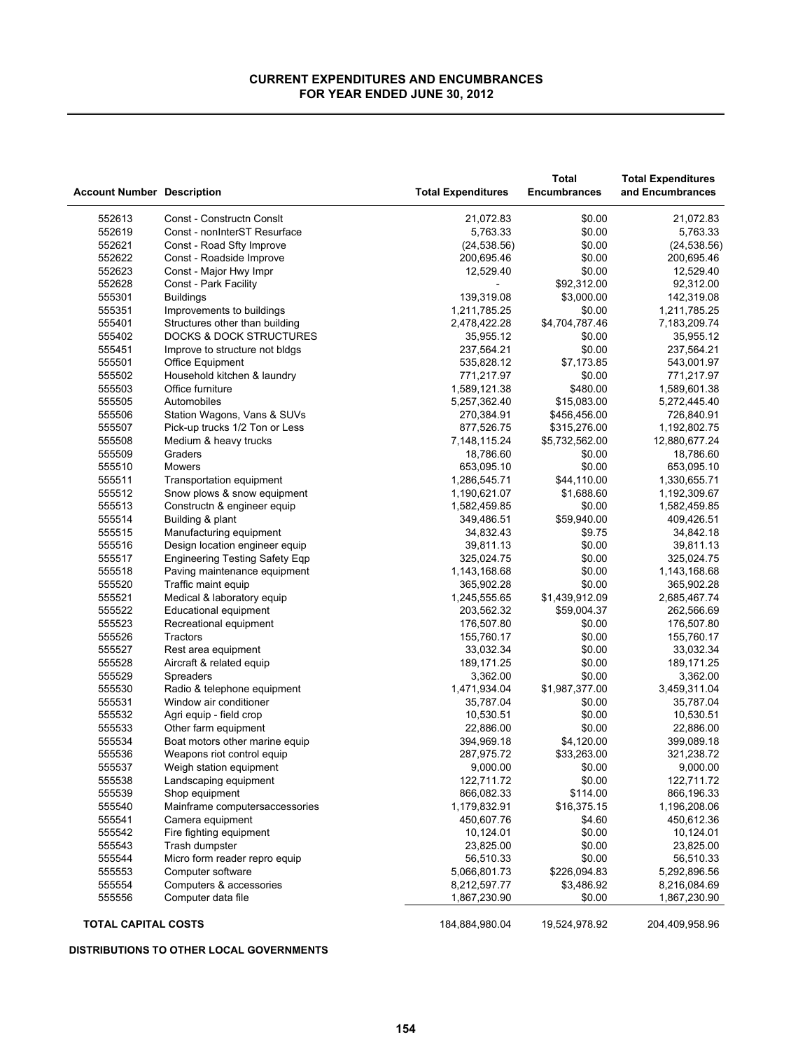# CURRENT EXPENDITURES AND ENCUMBRANCES
## FOR YEAR ENDED JUNE 30, 2012

| Account Number | Description | Total Expenditures | Total Encumbrances | Total Expenditures and Encumbrances |
|---|---|---|---|---|
| 552613 | Const - Constructn Conslt | 21,072.83 | $0.00 | 21,072.83 |
| 552619 | Const - nonInterST Resurface | 5,763.33 | $0.00 | 5,763.33 |
| 552621 | Const - Road Sfty Improve | (24,538.56) | $0.00 | (24,538.56) |
| 552622 | Const - Roadside Improve | 200,695.46 | $0.00 | 200,695.46 |
| 552623 | Const - Major Hwy Impr | 12,529.40 | $0.00 | 12,529.40 |
| 552628 | Const - Park Facility | - | $92,312.00 | 92,312.00 |
| 555301 | Buildings | 139,319.08 | $3,000.00 | 142,319.08 |
| 555351 | Improvements to buildings | 1,211,785.25 | $0.00 | 1,211,785.25 |
| 555401 | Structures other than building | 2,478,422.28 | $4,704,787.46 | 7,183,209.74 |
| 555402 | DOCKS & DOCK STRUCTURES | 35,955.12 | $0.00 | 35,955.12 |
| 555451 | Improve to structure not bldgs | 237,564.21 | $0.00 | 237,564.21 |
| 555501 | Office Equipment | 535,828.12 | $7,173.85 | 543,001.97 |
| 555502 | Household kitchen & laundry | 771,217.97 | $0.00 | 771,217.97 |
| 555503 | Office furniture | 1,589,121.38 | $480.00 | 1,589,601.38 |
| 555505 | Automobiles | 5,257,362.40 | $15,083.00 | 5,272,445.40 |
| 555506 | Station Wagons, Vans & SUVs | 270,384.91 | $456,456.00 | 726,840.91 |
| 555507 | Pick-up trucks 1/2 Ton or Less | 877,526.75 | $315,276.00 | 1,192,802.75 |
| 555508 | Medium & heavy trucks | 7,148,115.24 | $5,732,562.00 | 12,880,677.24 |
| 555509 | Graders | 18,786.60 | $0.00 | 18,786.60 |
| 555510 | Mowers | 653,095.10 | $0.00 | 653,095.10 |
| 555511 | Transportation equipment | 1,286,545.71 | $44,110.00 | 1,330,655.71 |
| 555512 | Snow plows & snow equipment | 1,190,621.07 | $1,688.60 | 1,192,309.67 |
| 555513 | Constructn & engineer equip | 1,582,459.85 | $0.00 | 1,582,459.85 |
| 555514 | Building & plant | 349,486.51 | $59,940.00 | 409,426.51 |
| 555515 | Manufacturing equipment | 34,832.43 | $9.75 | 34,842.18 |
| 555516 | Design location engineer equip | 39,811.13 | $0.00 | 39,811.13 |
| 555517 | Engineering Testing Safety Eqp | 325,024.75 | $0.00 | 325,024.75 |
| 555518 | Paving maintenance equipment | 1,143,168.68 | $0.00 | 1,143,168.68 |
| 555520 | Traffic maint equip | 365,902.28 | $0.00 | 365,902.28 |
| 555521 | Medical & laboratory equip | 1,245,555.65 | $1,439,912.09 | 2,685,467.74 |
| 555522 | Educational equipment | 203,562.32 | $59,004.37 | 262,566.69 |
| 555523 | Recreational equipment | 176,507.80 | $0.00 | 176,507.80 |
| 555526 | Tractors | 155,760.17 | $0.00 | 155,760.17 |
| 555527 | Rest area equipment | 33,032.34 | $0.00 | 33,032.34 |
| 555528 | Aircraft & related equip | 189,171.25 | $0.00 | 189,171.25 |
| 555529 | Spreaders | 3,362.00 | $0.00 | 3,362.00 |
| 555530 | Radio & telephone equipment | 1,471,934.04 | $1,987,377.00 | 3,459,311.04 |
| 555531 | Window air conditioner | 35,787.04 | $0.00 | 35,787.04 |
| 555532 | Agri equip - field crop | 10,530.51 | $0.00 | 10,530.51 |
| 555533 | Other farm equipment | 22,886.00 | $0.00 | 22,886.00 |
| 555534 | Boat motors other marine equip | 394,969.18 | $4,120.00 | 399,089.18 |
| 555536 | Weapons riot control equip | 287,975.72 | $33,263.00 | 321,238.72 |
| 555537 | Weigh station equipment | 9,000.00 | $0.00 | 9,000.00 |
| 555538 | Landscaping equipment | 122,711.72 | $0.00 | 122,711.72 |
| 555539 | Shop equipment | 866,082.33 | $114.00 | 866,196.33 |
| 555540 | Mainframe computersaccessories | 1,179,832.91 | $16,375.15 | 1,196,208.06 |
| 555541 | Camera equipment | 450,607.76 | $4.60 | 450,612.36 |
| 555542 | Fire fighting equipment | 10,124.01 | $0.00 | 10,124.01 |
| 555543 | Trash dumpster | 23,825.00 | $0.00 | 23,825.00 |
| 555544 | Micro form reader repro equip | 56,510.33 | $0.00 | 56,510.33 |
| 555553 | Computer software | 5,066,801.73 | $226,094.83 | 5,292,896.56 |
| 555554 | Computers & accessories | 8,212,597.77 | $3,486.92 | 8,216,084.69 |
| 555556 | Computer data file | 1,867,230.90 | $0.00 | 1,867,230.90 |
| **TOTAL CAPITAL COSTS** | | 184,884,980.04 | 19,524,978.92 | 204,409,958.96 |

**DISTRIBUTIONS TO OTHER LOCAL GOVERNMENTS**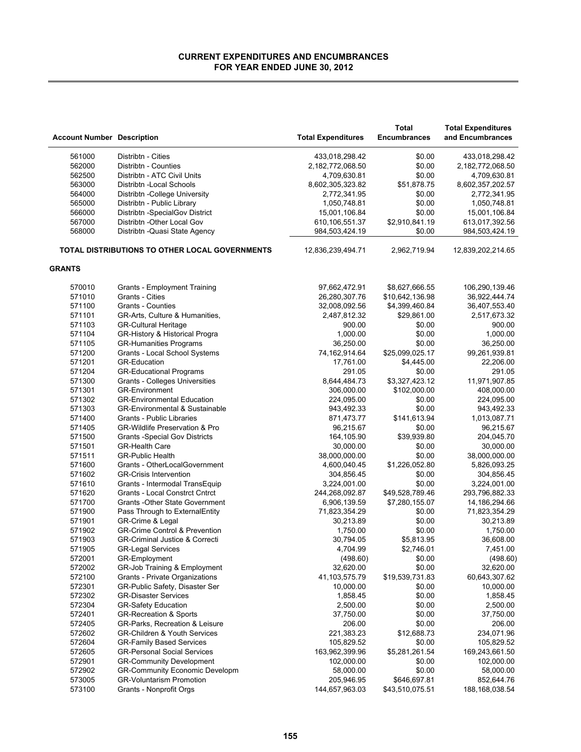# CURRENT EXPENDITURES AND ENCUMBRANCES
## FOR YEAR ENDED JUNE 30, 2012

| Account Number | Description | Total Expenditures | Total Encumbrances | Total Expenditures and Encumbrances |
|---|---|---|---|---|
| 561000 | Distribtn - Cities | 433,018,298.42 | $0.00 | 433,018,298.42 |
| 562000 | Distribtn - Counties | 2,182,772,068.50 | $0.00 | 2,182,772,068.50 |
| 562500 | Distribtn - ATC Civil Units | 4,709,630.81 | $0.00 | 4,709,630.81 |
| 563000 | Distribtn -Local Schools | 8,602,305,323.82 | $51,878.75 | 8,602,357,202.57 |
| 564000 | Distribtn -College University | 2,772,341.95 | $0.00 | 2,772,341.95 |
| 565000 | Distribtn - Public Library | 1,050,748.81 | $0.00 | 1,050,748.81 |
| 566000 | Distribtn -SpecialGov District | 15,001,106.84 | $0.00 | 15,001,106.84 |
| 567000 | Distribtn -Other Local Gov | 610,106,551.37 | $2,910,841.19 | 613,017,392.56 |
| 568000 | Distribtn -Quasi State Agency | 984,503,424.19 | $0.00 | 984,503,424.19 |
| **TOTAL DISTRIBUTIONS TO OTHER LOCAL GOVERNMENTS** | | 12,836,239,494.71 | 2,962,719.94 | 12,839,202,214.65 |
| **GRANTS** | | | | |
| 570010 | Grants - Employment Training | 97,662,472.91 | $8,627,666.55 | 106,290,139.46 |
| 571010 | Grants - Cities | 26,280,307.76 | $10,642,136.98 | 36,922,444.74 |
| 571100 | Grants - Counties | 32,008,092.56 | $4,399,460.84 | 36,407,553.40 |
| 571101 | GR-Arts, Culture & Humanities, | 2,487,812.32 | $29,861.00 | 2,517,673.32 |
| 571103 | GR-Cultural Heritage | 900.00 | $0.00 | 900.00 |
| 571104 | GR-History & Historical Progra | 1,000.00 | $0.00 | 1,000.00 |
| 571105 | GR-Humanities Programs | 36,250.00 | $0.00 | 36,250.00 |
| 571200 | Grants - Local School Systems | 74,162,914.64 | $25,099,025.17 | 99,261,939.81 |
| 571201 | GR-Education | 17,761.00 | $4,445.00 | 22,206.00 |
| 571204 | GR-Educational Programs | 291.05 | $0.00 | 291.05 |
| 571300 | Grants - Colleges Universities | 8,644,484.73 | $3,327,423.12 | 11,971,907.85 |
| 571301 | GR-Environment | 306,000.00 | $102,000.00 | 408,000.00 |
| 571302 | GR-Environmental Education | 224,095.00 | $0.00 | 224,095.00 |
| 571303 | GR-Environmental & Sustainable | 943,492.33 | $0.00 | 943,492.33 |
| 571400 | Grants - Public Libraries | 871,473.77 | $141,613.94 | 1,013,087.71 |
| 571405 | GR-Wildlife Preservation & Pro | 96,215.67 | $0.00 | 96,215.67 |
| 571500 | Grants -Special Gov Districts | 164,105.90 | $39,939.80 | 204,045.70 |
| 571501 | GR-Health Care | 30,000.00 | $0.00 | 30,000.00 |
| 571511 | GR-Public Health | 38,000,000.00 | $0.00 | 38,000,000.00 |
| 571600 | Grants - OtherLocalGovernment | 4,600,040.45 | $1,226,052.80 | 5,826,093.25 |
| 571602 | GR-Crisis Intervention | 304,856.45 | $0.00 | 304,856.45 |
| 571610 | Grants - Intermodal TransEquip | 3,224,001.00 | $0.00 | 3,224,001.00 |
| 571620 | Grants - Local Constrct Cntrct | 244,268,092.87 | $49,528,789.46 | 293,796,882.33 |
| 571700 | Grants -Other State Government | 6,906,139.59 | $7,280,155.07 | 14,186,294.66 |
| 571900 | Pass Through to ExternalEntity | 71,823,354.29 | $0.00 | 71,823,354.29 |
| 571901 | GR-Crime & Legal | 30,213.89 | $0.00 | 30,213.89 |
| 571902 | GR-Crime Control & Prevention | 1,750.00 | $0.00 | 1,750.00 |
| 571903 | GR-Criminal Justice & Correcti | 30,794.05 | $5,813.95 | 36,608.00 |
| 571905 | GR-Legal Services | 4,704.99 | $2,746.01 | 7,451.00 |
| 572001 | GR-Employment | (498.60) | $0.00 | (498.60) |
| 572002 | GR-Job Training & Employment | 32,620.00 | $0.00 | 32,620.00 |
| 572100 | Grants - Private Organizations | 41,103,575.79 | $19,539,731.83 | 60,643,307.62 |
| 572301 | GR-Public Safety, Disaster Ser | 10,000.00 | $0.00 | 10,000.00 |
| 572302 | GR-Disaster Services | 1,858.45 | $0.00 | 1,858.45 |
| 572304 | GR-Safety Education | 2,500.00 | $0.00 | 2,500.00 |
| 572401 | GR-Recreation & Sports | 37,750.00 | $0.00 | 37,750.00 |
| 572405 | GR-Parks, Recreation & Leisure | 206.00 | $0.00 | 206.00 |
| 572602 | GR-Children & Youth Services | 221,383.23 | $12,688.73 | 234,071.96 |
| 572604 | GR-Family Based Services | 105,829.52 | $0.00 | 105,829.52 |
| 572605 | GR-Personal Social Services | 163,962,399.96 | $5,281,261.54 | 169,243,661.50 |
| 572901 | GR-Community Development | 102,000.00 | $0.00 | 102,000.00 |
| 572902 | GR-Community Economic Developm | 58,000.00 | $0.00 | 58,000.00 |
| 573005 | GR-Voluntarism Promotion | 205,946.95 | $646,697.81 | 852,644.76 |
| 573100 | Grants - Nonprofit Orgs | 144,657,963.03 | $43,510,075.51 | 188,168,038.54 |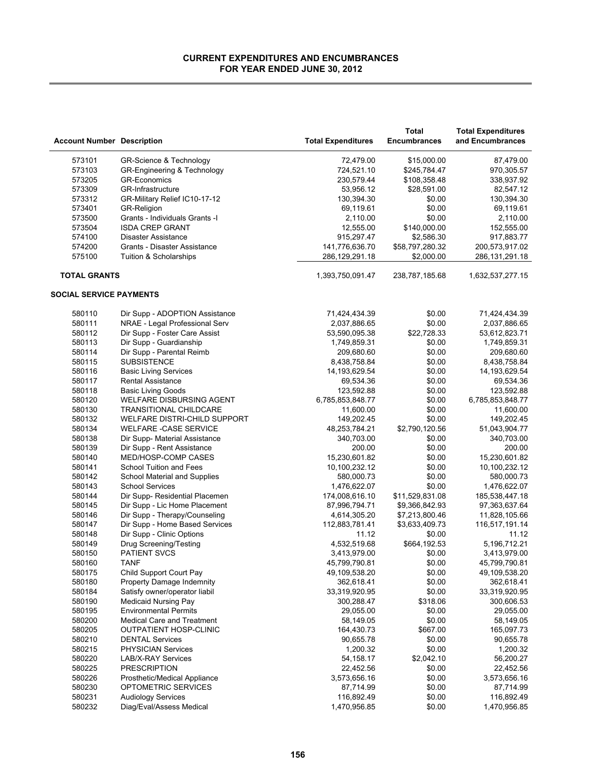# CURRENT EXPENDITURES AND ENCUMBRANCES
## FOR YEAR ENDED JUNE 30, 2012

| Account Number | Description | Total Expenditures | Total Encumbrances | Total Expenditures and Encumbrances |
|---|---|---|---|---|
| 573101 | GR-Science & Technology | 72,479.00 | $15,000.00 | 87,479.00 |
| 573103 | GR-Engineering & Technology | 724,521.10 | $245,784.47 | 970,305.57 |
| 573205 | GR-Economics | 230,579.44 | $108,358.48 | 338,937.92 |
| 573309 | GR-Infrastructure | 53,956.12 | $28,591.00 | 82,547.12 |
| 573312 | GR-Military Relief IC10-17-12 | 130,394.30 | $0.00 | 130,394.30 |
| 573401 | GR-Religion | 69,119.61 | $0.00 | 69,119.61 |
| 573500 | Grants - Individuals Grants -I | 2,110.00 | $0.00 | 2,110.00 |
| 573504 | ISDA CREP GRANT | 12,555.00 | $140,000.00 | 152,555.00 |
| 574100 | Disaster Assistance | 915,297.47 | $2,586.30 | 917,883.77 |
| 574200 | Grants - Disaster Assistance | 141,776,636.70 | $58,797,280.32 | 200,573,917.02 |
| 575100 | Tuition & Scholarships | 286,129,291.18 | $2,000.00 | 286,131,291.18 |
| **TOTAL GRANTS** | | 1,393,750,091.47 | 238,787,185.68 | 1,632,537,277.15 |
| **SOCIAL SERVICE PAYMENTS** | | | | |
| 580110 | Dir Supp - ADOPTION Assistance | 71,424,434.39 | $0.00 | 71,424,434.39 |
| 580111 | NRAE - Legal Professional Serv | 2,037,886.65 | $0.00 | 2,037,886.65 |
| 580112 | Dir Supp - Foster Care Assist | 53,590,095.38 | $22,728.33 | 53,612,823.71 |
| 580113 | Dir Supp - Guardianship | 1,749,859.31 | $0.00 | 1,749,859.31 |
| 580114 | Dir Supp - Parental Reimb | 209,680.60 | $0.00 | 209,680.60 |
| 580115 | SUBSISTENCE | 8,438,758.84 | $0.00 | 8,438,758.84 |
| 580116 | Basic Living Services | 14,193,629.54 | $0.00 | 14,193,629.54 |
| 580117 | Rental Assistance | 69,534.36 | $0.00 | 69,534.36 |
| 580118 | Basic Living Goods | 123,592.88 | $0.00 | 123,592.88 |
| 580120 | WELFARE DISBURSING AGENT | 6,785,853,848.77 | $0.00 | 6,785,853,848.77 |
| 580130 | TRANSITIONAL CHILDCARE | 11,600.00 | $0.00 | 11,600.00 |
| 580132 | WELFARE DISTRI-CHILD SUPPORT | 149,202.45 | $0.00 | 149,202.45 |
| 580134 | WELFARE -CASE SERVICE | 48,253,784.21 | $2,790,120.56 | 51,043,904.77 |
| 580138 | Dir Supp- Material Assistance | 340,703.00 | $0.00 | 340,703.00 |
| 580139 | Dir Supp - Rent Assistance | 200.00 | $0.00 | 200.00 |
| 580140 | MED/HOSP-COMP CASES | 15,230,601.82 | $0.00 | 15,230,601.82 |
| 580141 | School Tuition and Fees | 10,100,232.12 | $0.00 | 10,100,232.12 |
| 580142 | School Material and Supplies | 580,000.73 | $0.00 | 580,000.73 |
| 580143 | School Services | 1,476,622.07 | $0.00 | 1,476,622.07 |
| 580144 | Dir Supp- Residential Placemen | 174,008,616.10 | $11,529,831.08 | 185,538,447.18 |
| 580145 | Dir Supp - Lic Home Placement | 87,996,794.71 | $9,366,842.93 | 97,363,637.64 |
| 580146 | Dir Supp - Therapy/Counseling | 4,614,305.20 | $7,213,800.46 | 11,828,105.66 |
| 580147 | Dir Supp - Home Based Services | 112,883,781.41 | $3,633,409.73 | 116,517,191.14 |
| 580148 | Dir Supp - Clinic Options | 11.12 | $0.00 | 11.12 |
| 580149 | Drug Screening/Testing | 4,532,519.68 | $664,192.53 | 5,196,712.21 |
| 580150 | PATIENT SVCS | 3,413,979.00 | $0.00 | 3,413,979.00 |
| 580160 | TANF | 45,799,790.81 | $0.00 | 45,799,790.81 |
| 580175 | Child Support Court Pay | 49,109,538.20 | $0.00 | 49,109,538.20 |
| 580180 | Property Damage Indemnity | 362,618.41 | $0.00 | 362,618.41 |
| 580184 | Satisfy owner/operator liabil | 33,319,920.95 | $0.00 | 33,319,920.95 |
| 580190 | Medicaid Nursing Pay | 300,288.47 | $318.06 | 300,606.53 |
| 580195 | Environmental Permits | 29,055.00 | $0.00 | 29,055.00 |
| 580200 | Medical Care and Treatment | 58,149.05 | $0.00 | 58,149.05 |
| 580205 | OUTPATIENT HOSP-CLINIC | 164,430.73 | $667.00 | 165,097.73 |
| 580210 | DENTAL Services | 90,655.78 | $0.00 | 90,655.78 |
| 580215 | PHYSICIAN Services | 1,200.32 | $0.00 | 1,200.32 |
| 580220 | LAB/X-RAY Services | 54,158.17 | $2,042.10 | 56,200.27 |
| 580225 | PRESCRIPTION | 22,452.56 | $0.00 | 22,452.56 |
| 580226 | Prosthetic/Medical Appliance | 3,573,656.16 | $0.00 | 3,573,656.16 |
| 580230 | OPTOMETRIC SERVICES | 87,714.99 | $0.00 | 87,714.99 |
| 580231 | Audiology Services | 116,892.49 | $0.00 | 116,892.49 |
| 580232 | Diag/Eval/Assess Medical | 1,470,956.85 | $0.00 | 1,470,956.85 |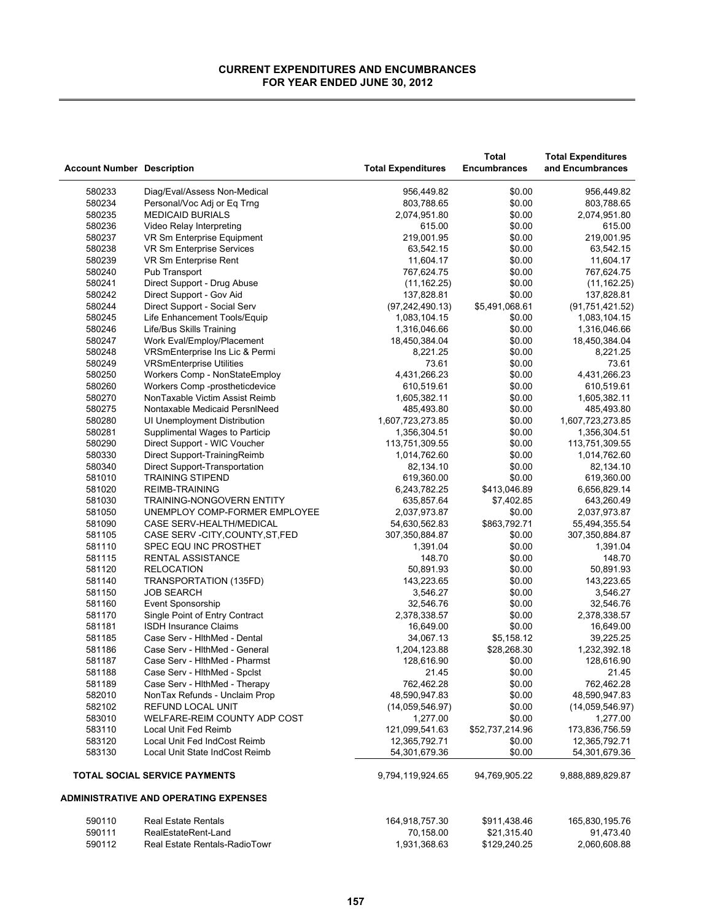# CURRENT EXPENDITURES AND ENCUMBRANCES
## FOR YEAR ENDED JUNE 30, 2012

| Account Number | Description | Total Expenditures | Total Encumbrances | Total Expenditures and Encumbrances |
|---|---|---|---|---|
| 580233 | Diag/Eval/Assess Non-Medical | 956,449.82 | $0.00 | 956,449.82 |
| 580234 | Personal/Voc Adj or Eq Trng | 803,788.65 | $0.00 | 803,788.65 |
| 580235 | MEDICAID BURIALS | 2,074,951.80 | $0.00 | 2,074,951.80 |
| 580236 | Video Relay Interpreting | 615.00 | $0.00 | 615.00 |
| 580237 | VR Sm Enterprise Equipment | 219,001.95 | $0.00 | 219,001.95 |
| 580238 | VR Sm Enterprise Services | 63,542.15 | $0.00 | 63,542.15 |
| 580239 | VR Sm Enterprise Rent | 11,604.17 | $0.00 | 11,604.17 |
| 580240 | Pub Transport | 767,624.75 | $0.00 | 767,624.75 |
| 580241 | Direct Support - Drug Abuse | (11,162.25) | $0.00 | (11,162.25) |
| 580242 | Direct Support - Gov Aid | 137,828.81 | $0.00 | 137,828.81 |
| 580244 | Direct Support - Social Serv | (97,242,490.13) | $5,491,068.61 | (91,751,421.52) |
| 580245 | Life Enhancement Tools/Equip | 1,083,104.15 | $0.00 | 1,083,104.15 |
| 580246 | Life/Bus Skills Training | 1,316,046.66 | $0.00 | 1,316,046.66 |
| 580247 | Work Eval/Employ/Placement | 18,450,384.04 | $0.00 | 18,450,384.04 |
| 580248 | VRSmEnterprise Ins Lic & Permi | 8,221.25 | $0.00 | 8,221.25 |
| 580249 | VRSmEnterprise Utilities | 73.61 | $0.00 | 73.61 |
| 580250 | Workers Comp - NonStateEmploy | 4,431,266.23 | $0.00 | 4,431,266.23 |
| 580260 | Workers Comp -prostheticdevice | 610,519.61 | $0.00 | 610,519.61 |
| 580270 | NonTaxable Victim Assist Reimb | 1,605,382.11 | $0.00 | 1,605,382.11 |
| 580275 | Nontaxable Medicaid PersnlNeed | 485,493.80 | $0.00 | 485,493.80 |
| 580280 | UI Unemployment Distribution | 1,607,723,273.85 | $0.00 | 1,607,723,273.85 |
| 580281 | Supplimental Wages to Particip | 1,356,304.51 | $0.00 | 1,356,304.51 |
| 580290 | Direct Support - WIC Voucher | 113,751,309.55 | $0.00 | 113,751,309.55 |
| 580330 | Direct Support-TrainingReimb | 1,014,762.60 | $0.00 | 1,014,762.60 |
| 580340 | Direct Support-Transportation | 82,134.10 | $0.00 | 82,134.10 |
| 581010 | TRAINING STIPEND | 619,360.00 | $0.00 | 619,360.00 |
| 581020 | REIMB-TRAINING | 6,243,782.25 | $413,046.89 | 6,656,829.14 |
| 581030 | TRAINING-NONGOVERN ENTITY | 635,857.64 | $7,402.85 | 643,260.49 |
| 581050 | UNEMPLOY COMP-FORMER EMPLOYEE | 2,037,973.87 | $0.00 | 2,037,973.87 |
| 581090 | CASE SERV-HEALTH/MEDICAL | 54,630,562.83 | $863,792.71 | 55,494,355.54 |
| 581105 | CASE SERV -CITY,COUNTY,ST,FED | 307,350,884.87 | $0.00 | 307,350,884.87 |
| 581110 | SPEC EQU INC PROSTHET | 1,391.04 | $0.00 | 1,391.04 |
| 581115 | RENTAL ASSISTANCE | 148.70 | $0.00 | 148.70 |
| 581120 | RELOCATION | 50,891.93 | $0.00 | 50,891.93 |
| 581140 | TRANSPORTATION (135FD) | 143,223.65 | $0.00 | 143,223.65 |
| 581150 | JOB SEARCH | 3,546.27 | $0.00 | 3,546.27 |
| 581160 | Event Sponsorship | 32,546.76 | $0.00 | 32,546.76 |
| 581170 | Single Point of Entry Contract | 2,378,338.57 | $0.00 | 2,378,338.57 |
| 581181 | ISDH Insurance Claims | 16,649.00 | $0.00 | 16,649.00 |
| 581185 | Case Serv - HlthMed - Dental | 34,067.13 | $5,158.12 | 39,225.25 |
| 581186 | Case Serv - HlthMed - General | 1,204,123.88 | $28,268.30 | 1,232,392.18 |
| 581187 | Case Serv - HlthMed - Pharmst | 128,616.90 | $0.00 | 128,616.90 |
| 581188 | Case Serv - HlthMed - Spclst | 21.45 | $0.00 | 21.45 |
| 581189 | Case Serv - HlthMed - Therapy | 762,462.28 | $0.00 | 762,462.28 |
| 582010 | NonTax Refunds - Unclaim Prop | 48,590,947.83 | $0.00 | 48,590,947.83 |
| 582102 | REFUND LOCAL UNIT | (14,059,546.97) | $0.00 | (14,059,546.97) |
| 583010 | WELFARE-REIM COUNTY ADP COST | 1,277.00 | $0.00 | 1,277.00 |
| 583110 | Local Unit Fed Reimb | 121,099,541.63 | $52,737,214.96 | 173,836,756.59 |
| 583120 | Local Unit Fed IndCost Reimb | 12,365,792.71 | $0.00 | 12,365,792.71 |
| 583130 | Local Unit State IndCost Reimb | 54,301,679.36 | $0.00 | 54,301,679.36 |
| **TOTAL SOCIAL SERVICE PAYMENTS** | | 9,794,119,924.65 | 94,769,905.22 | 9,888,889,829.87 |
| **ADMINISTRATIVE AND OPERATING EXPENSES** | | | | |
| 590110 | Real Estate Rentals | 164,918,757.30 | $911,438.46 | 165,830,195.76 |
| 590111 | RealEstateRent-Land | 70,158.00 | $21,315.40 | 91,473.40 |
| 590112 | Real Estate Rentals-RadioTowr | 1,931,368.63 | $129,240.25 | 2,060,608.88 |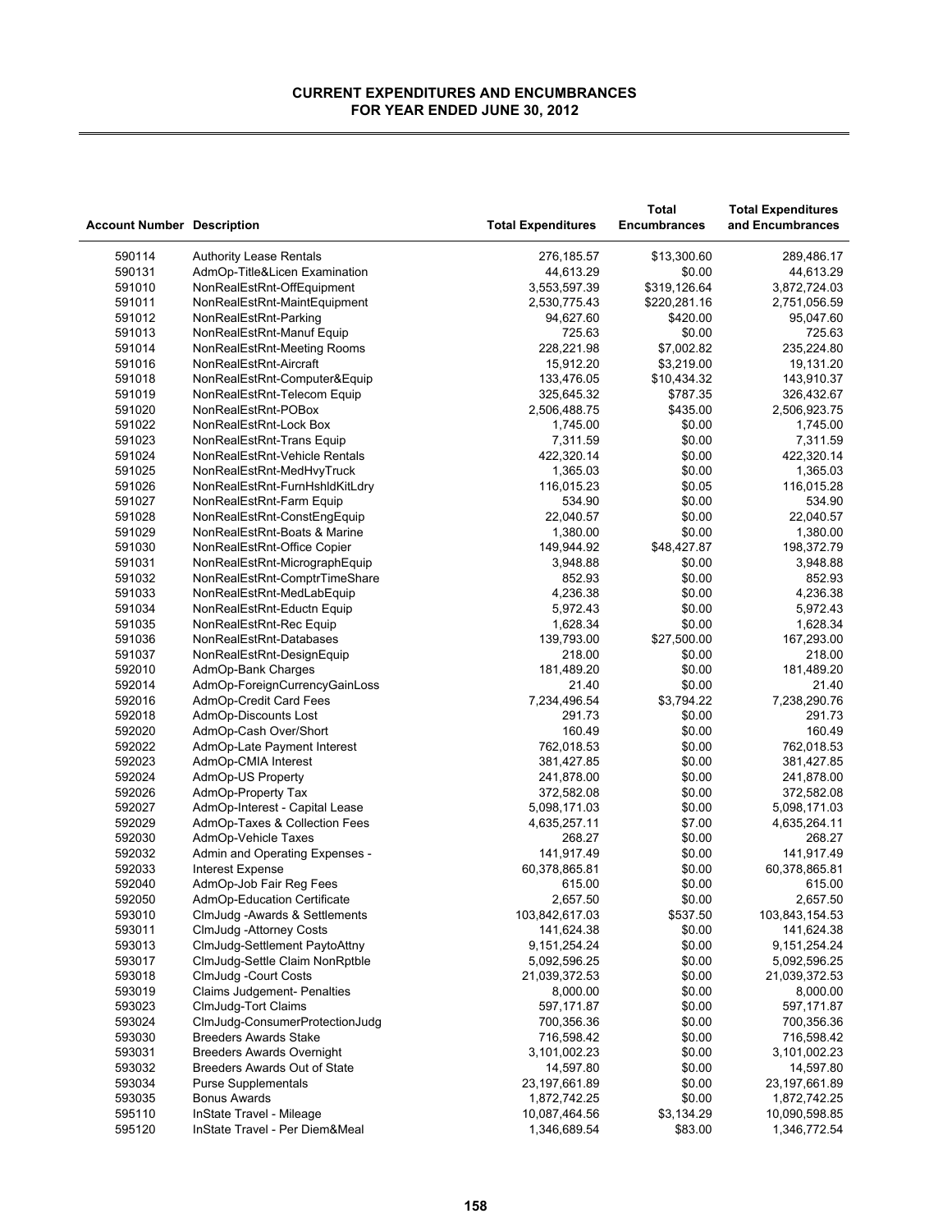# CURRENT EXPENDITURES AND ENCUMBRANCES
## FOR YEAR ENDED JUNE 30, 2012

| Account Number | Description | Total Expenditures | Total Encumbrances | Total Expenditures and Encumbrances |
|---|---|---|---|---|
| 590114 | Authority Lease Rentals | 276,185.57 | $13,300.60 | 289,486.17 |
| 590131 | AdmOp-Title&Licen Examination | 44,613.29 | $0.00 | 44,613.29 |
| 591010 | NonRealEstRnt-OffEquipment | 3,553,597.39 | $319,126.64 | 3,872,724.03 |
| 591011 | NonRealEstRnt-MaintEquipment | 2,530,775.43 | $220,281.16 | 2,751,056.59 |
| 591012 | NonRealEstRnt-Parking | 94,627.60 | $420.00 | 95,047.60 |
| 591013 | NonRealEstRnt-Manuf Equip | 725.63 | $0.00 | 725.63 |
| 591014 | NonRealEstRnt-Meeting Rooms | 228,221.98 | $7,002.82 | 235,224.80 |
| 591016 | NonRealEstRnt-Aircraft | 15,912.20 | $3,219.00 | 19,131.20 |
| 591018 | NonRealEstRnt-Computer&Equip | 133,476.05 | $10,434.32 | 143,910.37 |
| 591019 | NonRealEstRnt-Telecom Equip | 325,645.32 | $787.35 | 326,432.67 |
| 591020 | NonRealEstRnt-POBox | 2,506,488.75 | $435.00 | 2,506,923.75 |
| 591022 | NonRealEstRnt-Lock Box | 1,745.00 | $0.00 | 1,745.00 |
| 591023 | NonRealEstRnt-Trans Equip | 7,311.59 | $0.00 | 7,311.59 |
| 591024 | NonRealEstRnt-Vehicle Rentals | 422,320.14 | $0.00 | 422,320.14 |
| 591025 | NonRealEstRnt-MedHvyTruck | 1,365.03 | $0.00 | 1,365.03 |
| 591026 | NonRealEstRnt-FurnHshldKitLdry | 116,015.23 | $0.05 | 116,015.28 |
| 591027 | NonRealEstRnt-Farm Equip | 534.90 | $0.00 | 534.90 |
| 591028 | NonRealEstRnt-ConstEngEquip | 22,040.57 | $0.00 | 22,040.57 |
| 591029 | NonRealEstRnt-Boats & Marine | 1,380.00 | $0.00 | 1,380.00 |
| 591030 | NonRealEstRnt-Office Copier | 149,944.92 | $48,427.87 | 198,372.79 |
| 591031 | NonRealEstRnt-MicrographEquip | 3,948.88 | $0.00 | 3,948.88 |
| 591032 | NonRealEstRnt-ComptrTimeShare | 852.93 | $0.00 | 852.93 |
| 591033 | NonRealEstRnt-MedLabEquip | 4,236.38 | $0.00 | 4,236.38 |
| 591034 | NonRealEstRnt-Eductn Equip | 5,972.43 | $0.00 | 5,972.43 |
| 591035 | NonRealEstRnt-Rec Equip | 1,628.34 | $0.00 | 1,628.34 |
| 591036 | NonRealEstRnt-Databases | 139,793.00 | $27,500.00 | 167,293.00 |
| 591037 | NonRealEstRnt-DesignEquip | 218.00 | $0.00 | 218.00 |
| 592010 | AdmOp-Bank Charges | 181,489.20 | $0.00 | 181,489.20 |
| 592014 | AdmOp-ForeignCurrencyGainLoss | 21.40 | $0.00 | 21.40 |
| 592016 | AdmOp-Credit Card Fees | 7,234,496.54 | $3,794.22 | 7,238,290.76 |
| 592018 | AdmOp-Discounts Lost | 291.73 | $0.00 | 291.73 |
| 592020 | AdmOp-Cash Over/Short | 160.49 | $0.00 | 160.49 |
| 592022 | AdmOp-Late Payment Interest | 762,018.53 | $0.00 | 762,018.53 |
| 592023 | AdmOp-CMIA Interest | 381,427.85 | $0.00 | 381,427.85 |
| 592024 | AdmOp-US Property | 241,878.00 | $0.00 | 241,878.00 |
| 592026 | AdmOp-Property Tax | 372,582.08 | $0.00 | 372,582.08 |
| 592027 | AdmOp-Interest - Capital Lease | 5,098,171.03 | $0.00 | 5,098,171.03 |
| 592029 | AdmOp-Taxes & Collection Fees | 4,635,257.11 | $7.00 | 4,635,264.11 |
| 592030 | AdmOp-Vehicle Taxes | 268.27 | $0.00 | 268.27 |
| 592032 | Admin and Operating Expenses - | 141,917.49 | $0.00 | 141,917.49 |
| 592033 | Interest Expense | 60,378,865.81 | $0.00 | 60,378,865.81 |
| 592040 | AdmOp-Job Fair Reg Fees | 615.00 | $0.00 | 615.00 |
| 592050 | AdmOp-Education Certificate | 2,657.50 | $0.00 | 2,657.50 |
| 593010 | ClmJudg -Awards & Settlements | 103,842,617.03 | $537.50 | 103,843,154.53 |
| 593011 | ClmJudg -Attorney Costs | 141,624.38 | $0.00 | 141,624.38 |
| 593013 | ClmJudg-Settlement PaytoAttny | 9,151,254.24 | $0.00 | 9,151,254.24 |
| 593017 | ClmJudg-Settle Claim NonRptble | 5,092,596.25 | $0.00 | 5,092,596.25 |
| 593018 | ClmJudg -Court Costs | 21,039,372.53 | $0.00 | 21,039,372.53 |
| 593019 | Claims Judgement- Penalties | 8,000.00 | $0.00 | 8,000.00 |
| 593023 | ClmJudg-Tort Claims | 597,171.87 | $0.00 | 597,171.87 |
| 593024 | ClmJudg-ConsumerProtectionJudg | 700,356.36 | $0.00 | 700,356.36 |
| 593030 | Breeders Awards Stake | 716,598.42 | $0.00 | 716,598.42 |
| 593031 | Breeders Awards Overnight | 3,101,002.23 | $0.00 | 3,101,002.23 |
| 593032 | Breeders Awards Out of State | 14,597.80 | $0.00 | 14,597.80 |
| 593034 | Purse Supplementals | 23,197,661.89 | $0.00 | 23,197,661.89 |
| 593035 | Bonus Awards | 1,872,742.25 | $0.00 | 1,872,742.25 |
| 595110 | InState Travel - Mileage | 10,087,464.56 | $3,134.29 | 10,090,598.85 |
| 595120 | InState Travel - Per Diem&Meal | 1,346,689.54 | $83.00 | 1,346,772.54 |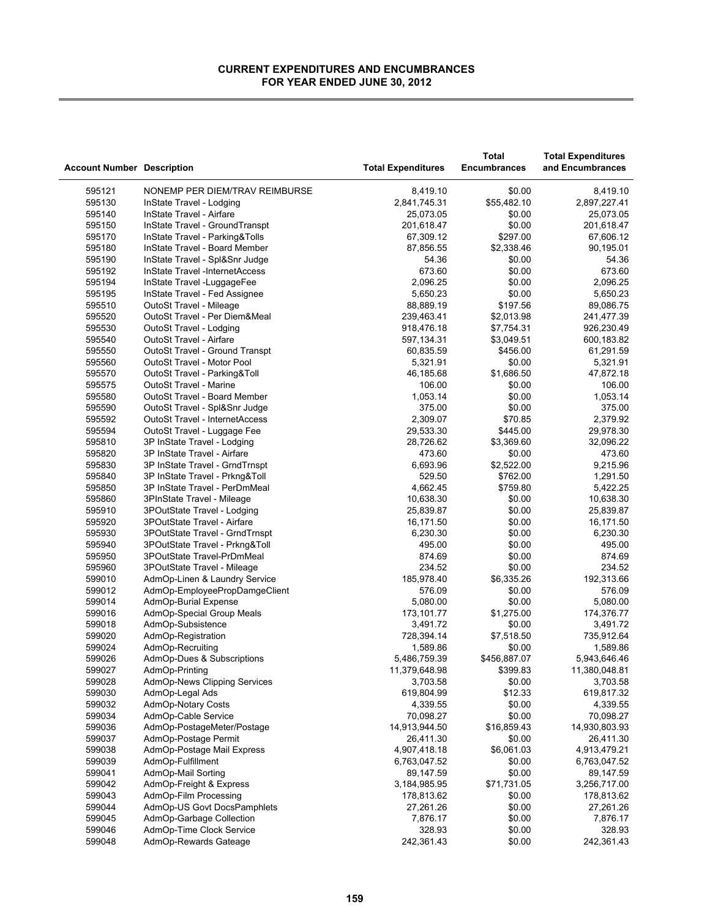**CURRENT EXPENDITURES AND ENCUMBRANCES**
**FOR YEAR ENDED JUNE 30, 2012**

| Account Number | Description | Total Expenditures | Total Encumbrances | Total Expenditures and Encumbrances |
|---|---|---|---|---|
| 595121 | NONEMP PER DIEM/TRAV REIMBURSE | 8,419.10 | $0.00 | 8,419.10 |
| 595130 | InState Travel - Lodging | 2,841,745.31 | $55,482.10 | 2,897,227.41 |
| 595140 | InState Travel - Airfare | 25,073.05 | $0.00 | 25,073.05 |
| 595150 | InState Travel - GroundTranspt | 201,618.47 | $0.00 | 201,618.47 |
| 595170 | InState Travel - Parking&Tolls | 67,309.12 | $297.00 | 67,606.12 |
| 595180 | InState Travel - Board Member | 87,856.55 | $2,338.46 | 90,195.01 |
| 595190 | InState Travel - Spl&Snr Judge | 54.36 | $0.00 | 54.36 |
| 595192 | InState Travel -InternetAccess | 673.60 | $0.00 | 673.60 |
| 595194 | InState Travel -LuggageFee | 2,096.25 | $0.00 | 2,096.25 |
| 595195 | InState Travel - Fed Assignee | 5,650.23 | $0.00 | 5,650.23 |
| 595510 | OutoSt Travel - Mileage | 88,889.19 | $197.56 | 89,086.75 |
| 595520 | OutoSt Travel - Per Diem&Meal | 239,463.41 | $2,013.98 | 241,477.39 |
| 595530 | OutoSt Travel - Lodging | 918,476.18 | $7,754.31 | 926,230.49 |
| 595540 | OutoSt Travel - Airfare | 597,134.31 | $3,049.51 | 600,183.82 |
| 595550 | OutoSt Travel - Ground Transpt | 60,835.59 | $456.00 | 61,291.59 |
| 595560 | OutoSt Travel - Motor Pool | 5,321.91 | $0.00 | 5,321.91 |
| 595570 | OutoSt Travel - Parking&Toll | 46,185.68 | $1,686.50 | 47,872.18 |
| 595575 | OutoSt Travel - Marine | 106.00 | $0.00 | 106.00 |
| 595580 | OutoSt Travel - Board Member | 1,053.14 | $0.00 | 1,053.14 |
| 595590 | OutoSt Travel - Spl&Snr Judge | 375.00 | $0.00 | 375.00 |
| 595592 | OutoSt Travel - InternetAccess | 2,309.07 | $70.85 | 2,379.92 |
| 595594 | OutoSt Travel - Luggage Fee | 29,533.30 | $445.00 | 29,978.30 |
| 595810 | 3P InState Travel - Lodging | 28,726.62 | $3,369.60 | 32,096.22 |
| 595820 | 3P InState Travel - Airfare | 473.60 | $0.00 | 473.60 |
| 595830 | 3P InState Travel - GrndTrnspt | 6,693.96 | $2,522.00 | 9,215.96 |
| 595840 | 3P InState Travel - Prkng&Toll | 529.50 | $762.00 | 1,291.50 |
| 595850 | 3P InState Travel - PerDmMeal | 4,662.45 | $759.80 | 5,422.25 |
| 595860 | 3PInState Travel - Mileage | 10,638.30 | $0.00 | 10,638.30 |
| 595910 | 3POutState Travel - Lodging | 25,839.87 | $0.00 | 25,839.87 |
| 595920 | 3POutState Travel - Airfare | 16,171.50 | $0.00 | 16,171.50 |
| 595930 | 3POutState Travel - GrndTrnspt | 6,230.30 | $0.00 | 6,230.30 |
| 595940 | 3POutState Travel - Prkng&Toll | 495.00 | $0.00 | 495.00 |
| 595950 | 3POutState Travel-PrDmMeal | 874.69 | $0.00 | 874.69 |
| 595960 | 3POutState Travel - Mileage | 234.52 | $0.00 | 234.52 |
| 599010 | AdmOp-Linen & Laundry Service | 185,978.40 | $6,335.26 | 192,313.66 |
| 599012 | AdmOp-EmployeePropDamgeClient | 576.09 | $0.00 | 576.09 |
| 599014 | AdmOp-Burial Expense | 5,080.00 | $0.00 | 5,080.00 |
| 599016 | AdmOp-Special Group Meals | 173,101.77 | $1,275.00 | 174,376.77 |
| 599018 | AdmOp-Subsistence | 3,491.72 | $0.00 | 3,491.72 |
| 599020 | AdmOp-Registration | 728,394.14 | $7,518.50 | 735,912.64 |
| 599024 | AdmOp-Recruiting | 1,589.86 | $0.00 | 1,589.86 |
| 599026 | AdmOp-Dues & Subscriptions | 5,486,759.39 | $456,887.07 | 5,943,646.46 |
| 599027 | AdmOp-Printing | 11,379,648.98 | $399.83 | 11,380,048.81 |
| 599028 | AdmOp-News Clipping Services | 3,703.58 | $0.00 | 3,703.58 |
| 599030 | AdmOp-Legal Ads | 619,804.99 | $12.33 | 619,817.32 |
| 599032 | AdmOp-Notary Costs | 4,339.55 | $0.00 | 4,339.55 |
| 599034 | AdmOp-Cable Service | 70,098.27 | $0.00 | 70,098.27 |
| 599036 | AdmOp-PostageMeter/Postage | 14,913,944.50 | $16,859.43 | 14,930,803.93 |
| 599037 | AdmOp-Postage Permit | 26,411.30 | $0.00 | 26,411.30 |
| 599038 | AdmOp-Postage Mail Express | 4,907,418.18 | $6,061.03 | 4,913,479.21 |
| 599039 | AdmOp-Fulfillment | 6,763,047.52 | $0.00 | 6,763,047.52 |
| 599041 | AdmOp-Mail Sorting | 89,147.59 | $0.00 | 89,147.59 |
| 599042 | AdmOp-Freight & Express | 3,184,985.95 | $71,731.05 | 3,256,717.00 |
| 599043 | AdmOp-Film Processing | 178,813.62 | $0.00 | 178,813.62 |
| 599044 | AdmOp-US Govt DocsPamphlets | 27,261.26 | $0.00 | 27,261.26 |
| 599045 | AdmOp-Garbage Collection | 7,876.17 | $0.00 | 7,876.17 |
| 599046 | AdmOp-Time Clock Service | 328.93 | $0.00 | 328.93 |
| 599048 | AdmOp-Rewards Gateage | 242,361.43 | $0.00 | 242,361.43 |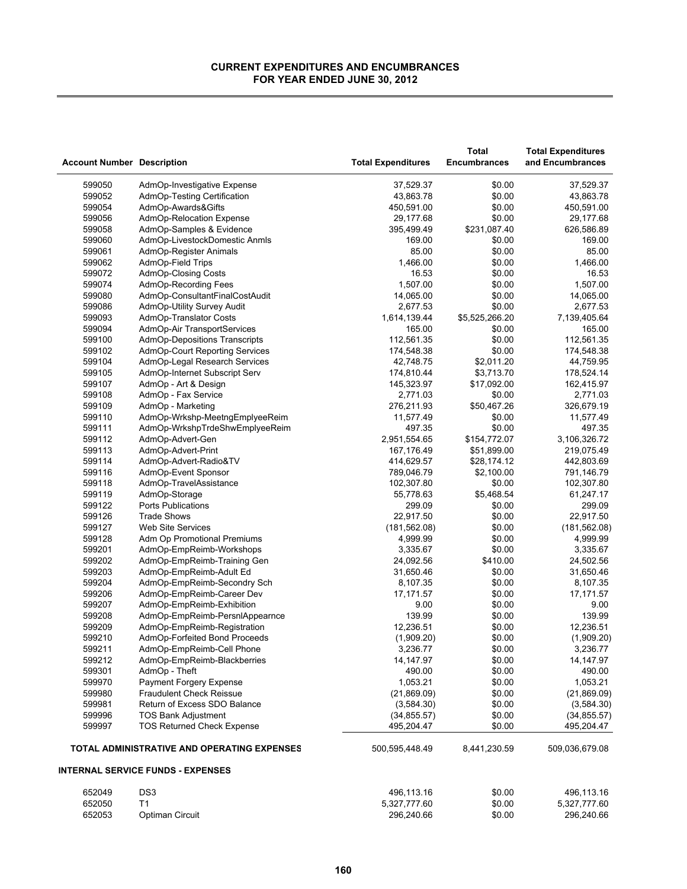## CURRENT EXPENDITURES AND ENCUMBRANCES
## FOR YEAR ENDED JUNE 30, 2012

| Account Number | Description | Total Expenditures | Total Encumbrances | Total Expenditures and Encumbrances |
|---|---|---|---|---|
| 599050 | AdmOp-Investigative Expense | 37,529.37 | $0.00 | 37,529.37 |
| 599052 | AdmOp-Testing Certification | 43,863.78 | $0.00 | 43,863.78 |
| 599054 | AdmOp-Awards&Gifts | 450,591.00 | $0.00 | 450,591.00 |
| 599056 | AdmOp-Relocation Expense | 29,177.68 | $0.00 | 29,177.68 |
| 599058 | AdmOp-Samples & Evidence | 395,499.49 | $231,087.40 | 626,586.89 |
| 599060 | AdmOp-LivestockDomestic Anmls | 169.00 | $0.00 | 169.00 |
| 599061 | AdmOp-Register Animals | 85.00 | $0.00 | 85.00 |
| 599062 | AdmOp-Field Trips | 1,466.00 | $0.00 | 1,466.00 |
| 599072 | AdmOp-Closing Costs | 16.53 | $0.00 | 16.53 |
| 599074 | AdmOp-Recording Fees | 1,507.00 | $0.00 | 1,507.00 |
| 599080 | AdmOp-ConsultantFinalCostAudit | 14,065.00 | $0.00 | 14,065.00 |
| 599086 | AdmOp-Utility Survey Audit | 2,677.53 | $0.00 | 2,677.53 |
| 599093 | AdmOp-Translator Costs | 1,614,139.44 | $5,525,266.20 | 7,139,405.64 |
| 599094 | AdmOp-Air TransportServices | 165.00 | $0.00 | 165.00 |
| 599100 | AdmOp-Depositions Transcripts | 112,561.35 | $0.00 | 112,561.35 |
| 599102 | AdmOp-Court Reporting Services | 174,548.38 | $0.00 | 174,548.38 |
| 599104 | AdmOp-Legal Research Services | 42,748.75 | $2,011.20 | 44,759.95 |
| 599105 | AdmOp-Internet Subscript Serv | 174,810.44 | $3,713.70 | 178,524.14 |
| 599107 | AdmOp - Art & Design | 145,323.97 | $17,092.00 | 162,415.97 |
| 599108 | AdmOp - Fax Service | 2,771.03 | $0.00 | 2,771.03 |
| 599109 | AdmOp - Marketing | 276,211.93 | $50,467.26 | 326,679.19 |
| 599110 | AdmOp-Wrkshp-MeetngEmplyeeReim | 11,577.49 | $0.00 | 11,577.49 |
| 599111 | AdmOp-WrkshpTrdeShwEmplyeeReim | 497.35 | $0.00 | 497.35 |
| 599112 | AdmOp-Advert-Gen | 2,951,554.65 | $154,772.07 | 3,106,326.72 |
| 599113 | AdmOp-Advert-Print | 167,176.49 | $51,899.00 | 219,075.49 |
| 599114 | AdmOp-Advert-Radio&TV | 414,629.57 | $28,174.12 | 442,803.69 |
| 599116 | AdmOp-Event Sponsor | 789,046.79 | $2,100.00 | 791,146.79 |
| 599118 | AdmOp-TravelAssistance | 102,307.80 | $0.00 | 102,307.80 |
| 599119 | AdmOp-Storage | 55,778.63 | $5,468.54 | 61,247.17 |
| 599122 | Ports Publications | 299.09 | $0.00 | 299.09 |
| 599126 | Trade Shows | 22,917.50 | $0.00 | 22,917.50 |
| 599127 | Web Site Services | (181,562.08) | $0.00 | (181,562.08) |
| 599128 | Adm Op Promotional Premiums | 4,999.99 | $0.00 | 4,999.99 |
| 599201 | AdmOp-EmpReimb-Workshops | 3,335.67 | $0.00 | 3,335.67 |
| 599202 | AdmOp-EmpReimb-Training Gen | 24,092.56 | $410.00 | 24,502.56 |
| 599203 | AdmOp-EmpReimb-Adult Ed | 31,650.46 | $0.00 | 31,650.46 |
| 599204 | AdmOp-EmpReimb-Secondry Sch | 8,107.35 | $0.00 | 8,107.35 |
| 599206 | AdmOp-EmpReimb-Career Dev | 17,171.57 | $0.00 | 17,171.57 |
| 599207 | AdmOp-EmpReimb-Exhibition | 9.00 | $0.00 | 9.00 |
| 599208 | AdmOp-EmpReimb-PersnlAppearnce | 139.99 | $0.00 | 139.99 |
| 599209 | AdmOp-EmpReimb-Registration | 12,236.51 | $0.00 | 12,236.51 |
| 599210 | AdmOp-Forfeited Bond Proceeds | (1,909.20) | $0.00 | (1,909.20) |
| 599211 | AdmOp-EmpReimb-Cell Phone | 3,236.77 | $0.00 | 3,236.77 |
| 599212 | AdmOp-EmpReimb-Blackberries | 14,147.97 | $0.00 | 14,147.97 |
| 599301 | AdmOp - Theft | 490.00 | $0.00 | 490.00 |
| 599970 | Payment Forgery Expense | 1,053.21 | $0.00 | 1,053.21 |
| 599980 | Fraudulent Check Reissue | (21,869.09) | $0.00 | (21,869.09) |
| 599981 | Return of Excess SDO Balance | (3,584.30) | $0.00 | (3,584.30) |
| 599996 | TOS Bank Adjustment | (34,855.57) | $0.00 | (34,855.57) |
| 599997 | TOS Returned Check Expense | 495,204.47 | $0.00 | 495,204.47 |
| | **TOTAL ADMINISTRATIVE AND OPERATING EXPENSES** | 500,595,448.49 | 8,441,230.59 | 509,036,679.08 |
| | **INTERNAL SERVICE FUNDS - EXPENSES** | | | |
| 652049 | DS3 | 496,113.16 | $0.00 | 496,113.16 |
| 652050 | T1 | 5,327,777.60 | $0.00 | 5,327,777.60 |
| 652053 | Optiman Circuit | 296,240.66 | $0.00 | 296,240.66 |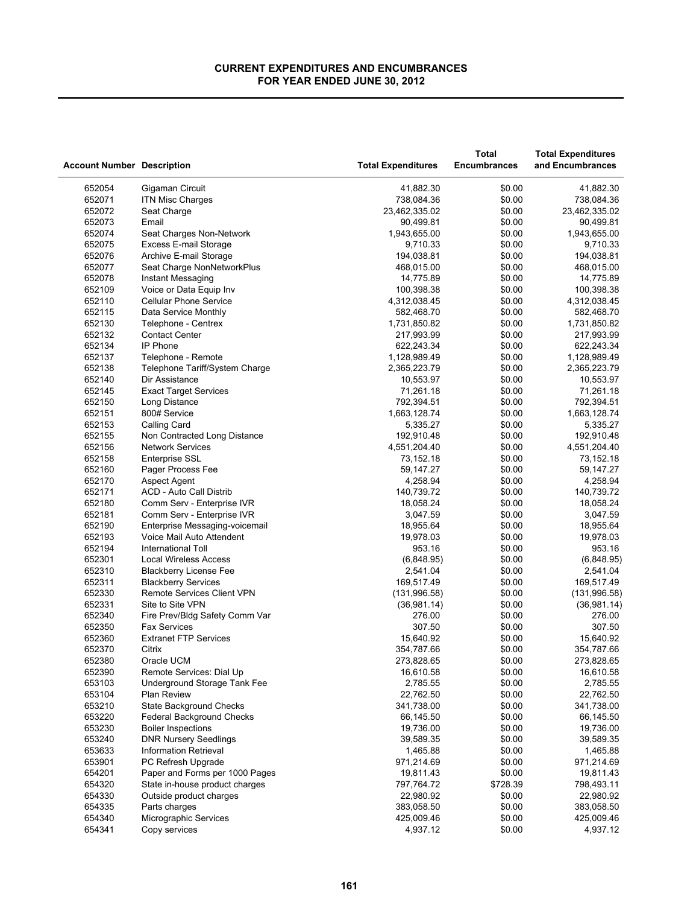# CURRENT EXPENDITURES AND ENCUMBRANCES
## FOR YEAR ENDED JUNE 30, 2012

| Account Number | Description | Total Expenditures | Total Encumbrances | Total Expenditures and Encumbrances |
|---|---|---|---|---|
| 652054 | Gigaman Circuit | 41,882.30 | $0.00 | 41,882.30 |
| 652071 | ITN Misc Charges | 738,084.36 | $0.00 | 738,084.36 |
| 652072 | Seat Charge | 23,462,335.02 | $0.00 | 23,462,335.02 |
| 652073 | Email | 90,499.81 | $0.00 | 90,499.81 |
| 652074 | Seat Charges Non-Network | 1,943,655.00 | $0.00 | 1,943,655.00 |
| 652075 | Excess E-mail Storage | 9,710.33 | $0.00 | 9,710.33 |
| 652076 | Archive E-mail Storage | 194,038.81 | $0.00 | 194,038.81 |
| 652077 | Seat Charge NonNetworkPlus | 468,015.00 | $0.00 | 468,015.00 |
| 652078 | Instant Messaging | 14,775.89 | $0.00 | 14,775.89 |
| 652109 | Voice or Data Equip Inv | 100,398.38 | $0.00 | 100,398.38 |
| 652110 | Cellular Phone Service | 4,312,038.45 | $0.00 | 4,312,038.45 |
| 652115 | Data Service Monthly | 582,468.70 | $0.00 | 582,468.70 |
| 652130 | Telephone - Centrex | 1,731,850.82 | $0.00 | 1,731,850.82 |
| 652132 | Contact Center | 217,993.99 | $0.00 | 217,993.99 |
| 652134 | IP Phone | 622,243.34 | $0.00 | 622,243.34 |
| 652137 | Telephone - Remote | 1,128,989.49 | $0.00 | 1,128,989.49 |
| 652138 | Telephone Tariff/System Charge | 2,365,223.79 | $0.00 | 2,365,223.79 |
| 652140 | Dir Assistance | 10,553.97 | $0.00 | 10,553.97 |
| 652145 | Exact Target Services | 71,261.18 | $0.00 | 71,261.18 |
| 652150 | Long Distance | 792,394.51 | $0.00 | 792,394.51 |
| 652151 | 800# Service | 1,663,128.74 | $0.00 | 1,663,128.74 |
| 652153 | Calling Card | 5,335.27 | $0.00 | 5,335.27 |
| 652155 | Non Contracted Long Distance | 192,910.48 | $0.00 | 192,910.48 |
| 652156 | Network Services | 4,551,204.40 | $0.00 | 4,551,204.40 |
| 652158 | Enterprise SSL | 73,152.18 | $0.00 | 73,152.18 |
| 652160 | Pager Process Fee | 59,147.27 | $0.00 | 59,147.27 |
| 652170 | Aspect Agent | 4,258.94 | $0.00 | 4,258.94 |
| 652171 | ACD - Auto Call Distrib | 140,739.72 | $0.00 | 140,739.72 |
| 652180 | Comm Serv - Enterprise IVR | 18,058.24 | $0.00 | 18,058.24 |
| 652181 | Comm Serv - Enterprise IVR | 3,047.59 | $0.00 | 3,047.59 |
| 652190 | Enterprise Messaging-voicemail | 18,955.64 | $0.00 | 18,955.64 |
| 652193 | Voice Mail Auto Attendent | 19,978.03 | $0.00 | 19,978.03 |
| 652194 | International Toll | 953.16 | $0.00 | 953.16 |
| 652301 | Local Wireless Access | (6,848.95) | $0.00 | (6,848.95) |
| 652310 | Blackberry License Fee | 2,541.04 | $0.00 | 2,541.04 |
| 652311 | Blackberry Services | 169,517.49 | $0.00 | 169,517.49 |
| 652330 | Remote Services Client VPN | (131,996.58) | $0.00 | (131,996.58) |
| 652331 | Site to Site VPN | (36,981.14) | $0.00 | (36,981.14) |
| 652340 | Fire Prev/Bldg Safety Comm Var | 276.00 | $0.00 | 276.00 |
| 652350 | Fax Services | 307.50 | $0.00 | 307.50 |
| 652360 | Extranet FTP Services | 15,640.92 | $0.00 | 15,640.92 |
| 652370 | Citrix | 354,787.66 | $0.00 | 354,787.66 |
| 652380 | Oracle UCM | 273,828.65 | $0.00 | 273,828.65 |
| 652390 | Remote Services: Dial Up | 16,610.58 | $0.00 | 16,610.58 |
| 653103 | Underground Storage Tank Fee | 2,785.55 | $0.00 | 2,785.55 |
| 653104 | Plan Review | 22,762.50 | $0.00 | 22,762.50 |
| 653210 | State Background Checks | 341,738.00 | $0.00 | 341,738.00 |
| 653220 | Federal Background Checks | 66,145.50 | $0.00 | 66,145.50 |
| 653230 | Boiler Inspections | 19,736.00 | $0.00 | 19,736.00 |
| 653240 | DNR Nursery Seedlings | 39,589.35 | $0.00 | 39,589.35 |
| 653633 | Information Retrieval | 1,465.88 | $0.00 | 1,465.88 |
| 653901 | PC Refresh Upgrade | 971,214.69 | $0.00 | 971,214.69 |
| 654201 | Paper and Forms per 1000 Pages | 19,811.43 | $0.00 | 19,811.43 |
| 654320 | State in-house product charges | 797,764.72 | $728.39 | 798,493.11 |
| 654330 | Outside product charges | 22,980.92 | $0.00 | 22,980.92 |
| 654335 | Parts charges | 383,058.50 | $0.00 | 383,058.50 |
| 654340 | Micrographic Services | 425,009.46 | $0.00 | 425,009.46 |
| 654341 | Copy services | 4,937.12 | $0.00 | 4,937.12 |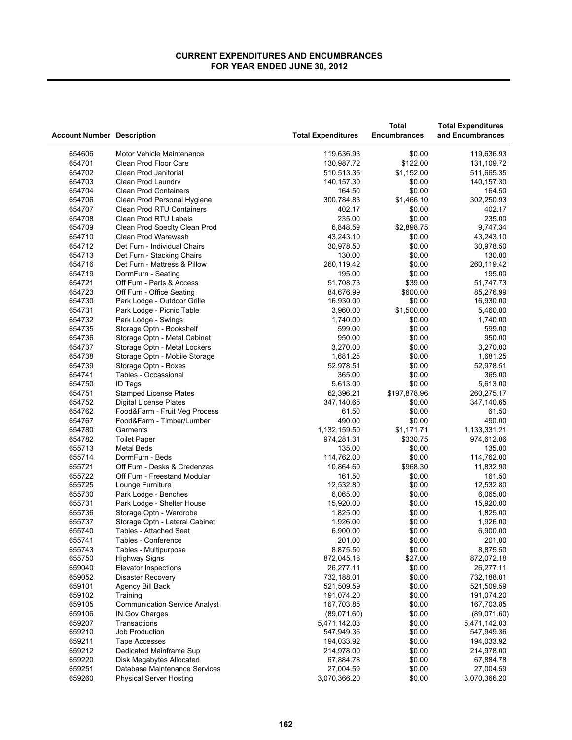# CURRENT EXPENDITURES AND ENCUMBRANCES
## FOR YEAR ENDED JUNE 30, 2012

| Account Number | Description | Total Expenditures | Total Encumbrances | Total Expenditures and Encumbrances |
|---|---|---|---|---|
| 654606 | Motor Vehicle Maintenance | 119,636.93 | $0.00 | 119,636.93 |
| 654701 | Clean Prod Floor Care | 130,987.72 | $122.00 | 131,109.72 |
| 654702 | Clean Prod Janitorial | 510,513.35 | $1,152.00 | 511,665.35 |
| 654703 | Clean Prod Laundry | 140,157.30 | $0.00 | 140,157.30 |
| 654704 | Clean Prod Containers | 164.50 | $0.00 | 164.50 |
| 654706 | Clean Prod Personal Hygiene | 300,784.83 | $1,466.10 | 302,250.93 |
| 654707 | Clean Prod RTU Containers | 402.17 | $0.00 | 402.17 |
| 654708 | Clean Prod RTU Labels | 235.00 | $0.00 | 235.00 |
| 654709 | Clean Prod Speclty Clean Prod | 6,848.59 | $2,898.75 | 9,747.34 |
| 654710 | Clean Prod Warewash | 43,243.10 | $0.00 | 43,243.10 |
| 654712 | Det Furn - Individual Chairs | 30,978.50 | $0.00 | 30,978.50 |
| 654713 | Det Furn - Stacking Chairs | 130.00 | $0.00 | 130.00 |
| 654716 | Det Furn - Mattress & Pillow | 260,119.42 | $0.00 | 260,119.42 |
| 654719 | DormFurn - Seating | 195.00 | $0.00 | 195.00 |
| 654721 | Off Furn - Parts & Access | 51,708.73 | $39.00 | 51,747.73 |
| 654723 | Off Furn - Office Seating | 84,676.99 | $600.00 | 85,276.99 |
| 654730 | Park Lodge - Outdoor Grille | 16,930.00 | $0.00 | 16,930.00 |
| 654731 | Park Lodge - Picnic Table | 3,960.00 | $1,500.00 | 5,460.00 |
| 654732 | Park Lodge - Swings | 1,740.00 | $0.00 | 1,740.00 |
| 654735 | Storage Optn - Bookshelf | 599.00 | $0.00 | 599.00 |
| 654736 | Storage Optn - Metal Cabinet | 950.00 | $0.00 | 950.00 |
| 654737 | Storage Optn - Metal Lockers | 3,270.00 | $0.00 | 3,270.00 |
| 654738 | Storage Optn - Mobile Storage | 1,681.25 | $0.00 | 1,681.25 |
| 654739 | Storage Optn - Boxes | 52,978.51 | $0.00 | 52,978.51 |
| 654741 | Tables - Occassional | 365.00 | $0.00 | 365.00 |
| 654750 | ID Tags | 5,613.00 | $0.00 | 5,613.00 |
| 654751 | Stamped License Plates | 62,396.21 | $197,878.96 | 260,275.17 |
| 654752 | Digital License Plates | 347,140.65 | $0.00 | 347,140.65 |
| 654762 | Food&Farm - Fruit Veg Process | 61.50 | $0.00 | 61.50 |
| 654767 | Food&Farm - Timber/Lumber | 490.00 | $0.00 | 490.00 |
| 654780 | Garments | 1,132,159.50 | $1,171.71 | 1,133,331.21 |
| 654782 | Toilet Paper | 974,281.31 | $330.75 | 974,612.06 |
| 655713 | Metal Beds | 135.00 | $0.00 | 135.00 |
| 655714 | DormFurn - Beds | 114,762.00 | $0.00 | 114,762.00 |
| 655721 | Off Furn - Desks & Credenzas | 10,864.60 | $968.30 | 11,832.90 |
| 655722 | Off Furn - Freestand Modular | 161.50 | $0.00 | 161.50 |
| 655725 | Lounge Furniture | 12,532.80 | $0.00 | 12,532.80 |
| 655730 | Park Lodge - Benches | 6,065.00 | $0.00 | 6,065.00 |
| 655731 | Park Lodge - Shelter House | 15,920.00 | $0.00 | 15,920.00 |
| 655736 | Storage Optn - Wardrobe | 1,825.00 | $0.00 | 1,825.00 |
| 655737 | Storage Optn - Lateral Cabinet | 1,926.00 | $0.00 | 1,926.00 |
| 655740 | Tables - Attached Seat | 6,900.00 | $0.00 | 6,900.00 |
| 655741 | Tables - Conference | 201.00 | $0.00 | 201.00 |
| 655743 | Tables - Multipurpose | 8,875.50 | $0.00 | 8,875.50 |
| 655750 | Highway Signs | 872,045.18 | $27.00 | 872,072.18 |
| 659040 | Elevator Inspections | 26,277.11 | $0.00 | 26,277.11 |
| 659052 | Disaster Recovery | 732,188.01 | $0.00 | 732,188.01 |
| 659101 | Agency Bill Back | 521,509.59 | $0.00 | 521,509.59 |
| 659102 | Training | 191,074.20 | $0.00 | 191,074.20 |
| 659105 | Communication Service Analyst | 167,703.85 | $0.00 | 167,703.85 |
| 659106 | IN.Gov Charges | (89,071.60) | $0.00 | (89,071.60) |
| 659207 | Transactions | 5,471,142.03 | $0.00 | 5,471,142.03 |
| 659210 | Job Production | 547,949.36 | $0.00 | 547,949.36 |
| 659211 | Tape Accesses | 194,033.92 | $0.00 | 194,033.92 |
| 659212 | Dedicated Mainframe Sup | 214,978.00 | $0.00 | 214,978.00 |
| 659220 | Disk Megabytes Allocated | 67,884.78 | $0.00 | 67,884.78 |
| 659251 | Database Maintenance Services | 27,004.59 | $0.00 | 27,004.59 |
| 659260 | Physical Server Hosting | 3,070,366.20 | $0.00 | 3,070,366.20 |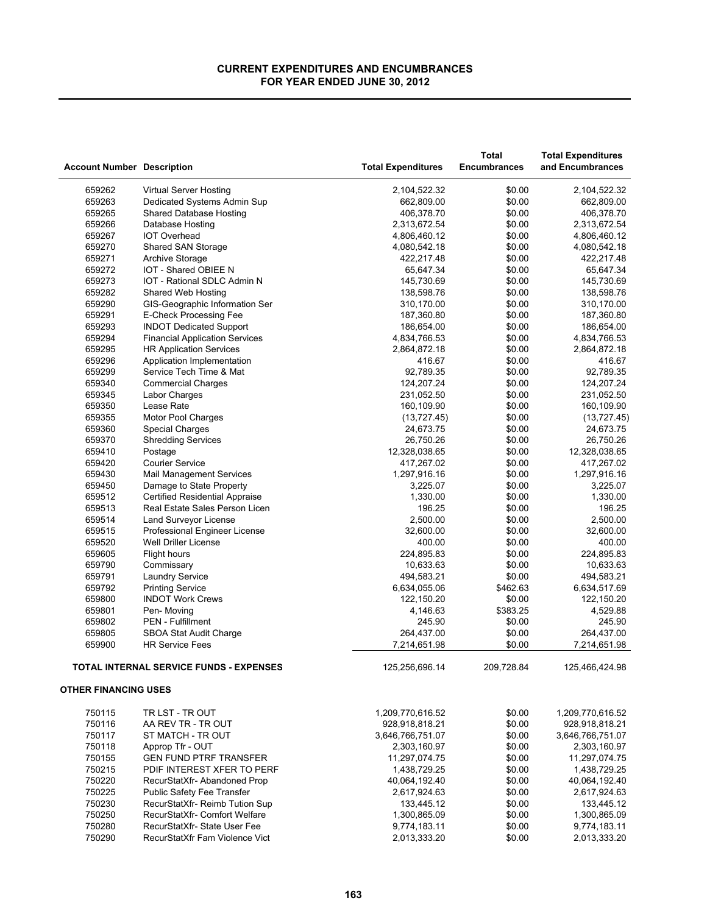# CURRENT EXPENDITURES AND ENCUMBRANCES
## FOR YEAR ENDED JUNE 30, 2012

| Account Number | Description | Total Expenditures | Total Encumbrances | Total Expenditures and Encumbrances |
|---|---|---|---|---|
| 659262 | Virtual Server Hosting | 2,104,522.32 | $0.00 | 2,104,522.32 |
| 659263 | Dedicated Systems Admin Sup | 662,809.00 | $0.00 | 662,809.00 |
| 659265 | Shared Database Hosting | 406,378.70 | $0.00 | 406,378.70 |
| 659266 | Database Hosting | 2,313,672.54 | $0.00 | 2,313,672.54 |
| 659267 | IOT Overhead | 4,806,460.12 | $0.00 | 4,806,460.12 |
| 659270 | Shared SAN Storage | 4,080,542.18 | $0.00 | 4,080,542.18 |
| 659271 | Archive Storage | 422,217.48 | $0.00 | 422,217.48 |
| 659272 | IOT - Shared OBIEE N | 65,647.34 | $0.00 | 65,647.34 |
| 659273 | IOT - Rational SDLC Admin N | 145,730.69 | $0.00 | 145,730.69 |
| 659282 | Shared Web Hosting | 138,598.76 | $0.00 | 138,598.76 |
| 659290 | GIS-Geographic Information Ser | 310,170.00 | $0.00 | 310,170.00 |
| 659291 | E-Check Processing Fee | 187,360.80 | $0.00 | 187,360.80 |
| 659293 | INDOT Dedicated Support | 186,654.00 | $0.00 | 186,654.00 |
| 659294 | Financial Application Services | 4,834,766.53 | $0.00 | 4,834,766.53 |
| 659295 | HR Application Services | 2,864,872.18 | $0.00 | 2,864,872.18 |
| 659296 | Application Implementation | 416.67 | $0.00 | 416.67 |
| 659299 | Service Tech Time & Mat | 92,789.35 | $0.00 | 92,789.35 |
| 659340 | Commercial Charges | 124,207.24 | $0.00 | 124,207.24 |
| 659345 | Labor Charges | 231,052.50 | $0.00 | 231,052.50 |
| 659350 | Lease Rate | 160,109.90 | $0.00 | 160,109.90 |
| 659355 | Motor Pool Charges | (13,727.45) | $0.00 | (13,727.45) |
| 659360 | Special Charges | 24,673.75 | $0.00 | 24,673.75 |
| 659370 | Shredding Services | 26,750.26 | $0.00 | 26,750.26 |
| 659410 | Postage | 12,328,038.65 | $0.00 | 12,328,038.65 |
| 659420 | Courier Service | 417,267.02 | $0.00 | 417,267.02 |
| 659430 | Mail Management Services | 1,297,916.16 | $0.00 | 1,297,916.16 |
| 659450 | Damage to State Property | 3,225.07 | $0.00 | 3,225.07 |
| 659512 | Certified Residential Appraise | 1,330.00 | $0.00 | 1,330.00 |
| 659513 | Real Estate Sales Person Licen | 196.25 | $0.00 | 196.25 |
| 659514 | Land Surveyor License | 2,500.00 | $0.00 | 2,500.00 |
| 659515 | Professional Engineer License | 32,600.00 | $0.00 | 32,600.00 |
| 659520 | Well Driller License | 400.00 | $0.00 | 400.00 |
| 659605 | Flight hours | 224,895.83 | $0.00 | 224,895.83 |
| 659790 | Commissary | 10,633.63 | $0.00 | 10,633.63 |
| 659791 | Laundry Service | 494,583.21 | $0.00 | 494,583.21 |
| 659792 | Printing Service | 6,634,055.06 | $462.63 | 6,634,517.69 |
| 659800 | INDOT Work Crews | 122,150.20 | $0.00 | 122,150.20 |
| 659801 | Pen- Moving | 4,146.63 | $383.25 | 4,529.88 |
| 659802 | PEN - Fulfillment | 245.90 | $0.00 | 245.90 |
| 659805 | SBOA Stat Audit Charge | 264,437.00 | $0.00 | 264,437.00 |
| 659900 | HR Service Fees | 7,214,651.98 | $0.00 | 7,214,651.98 |
| | **TOTAL INTERNAL SERVICE FUNDS - EXPENSES** | 125,256,696.14 | 209,728.84 | 125,466,424.98 |
| **OTHER FINANCING USES** | | | | |
| 750115 | TR LST - TR OUT | 1,209,770,616.52 | $0.00 | 1,209,770,616.52 |
| 750116 | AA REV TR - TR OUT | 928,918,818.21 | $0.00 | 928,918,818.21 |
| 750117 | ST MATCH - TR OUT | 3,646,766,751.07 | $0.00 | 3,646,766,751.07 |
| 750118 | Approp Tfr - OUT | 2,303,160.97 | $0.00 | 2,303,160.97 |
| 750155 | GEN FUND PTRF TRANSFER | 11,297,074.75 | $0.00 | 11,297,074.75 |
| 750215 | PDIF INTEREST XFER TO PERF | 1,438,729.25 | $0.00 | 1,438,729.25 |
| 750220 | RecurStatXfr- Abandoned Prop | 40,064,192.40 | $0.00 | 40,064,192.40 |
| 750225 | Public Safety Fee Transfer | 2,617,924.63 | $0.00 | 2,617,924.63 |
| 750230 | RecurStatXfr- Reimb Tution Sup | 133,445.12 | $0.00 | 133,445.12 |
| 750250 | RecurStatXfr- Comfort Welfare | 1,300,865.09 | $0.00 | 1,300,865.09 |
| 750280 | RecurStatXfr- State User Fee | 9,774,183.11 | $0.00 | 9,774,183.11 |
| 750290 | RecurStatXfr Fam Violence Vict | 2,013,333.20 | $0.00 | 2,013,333.20 |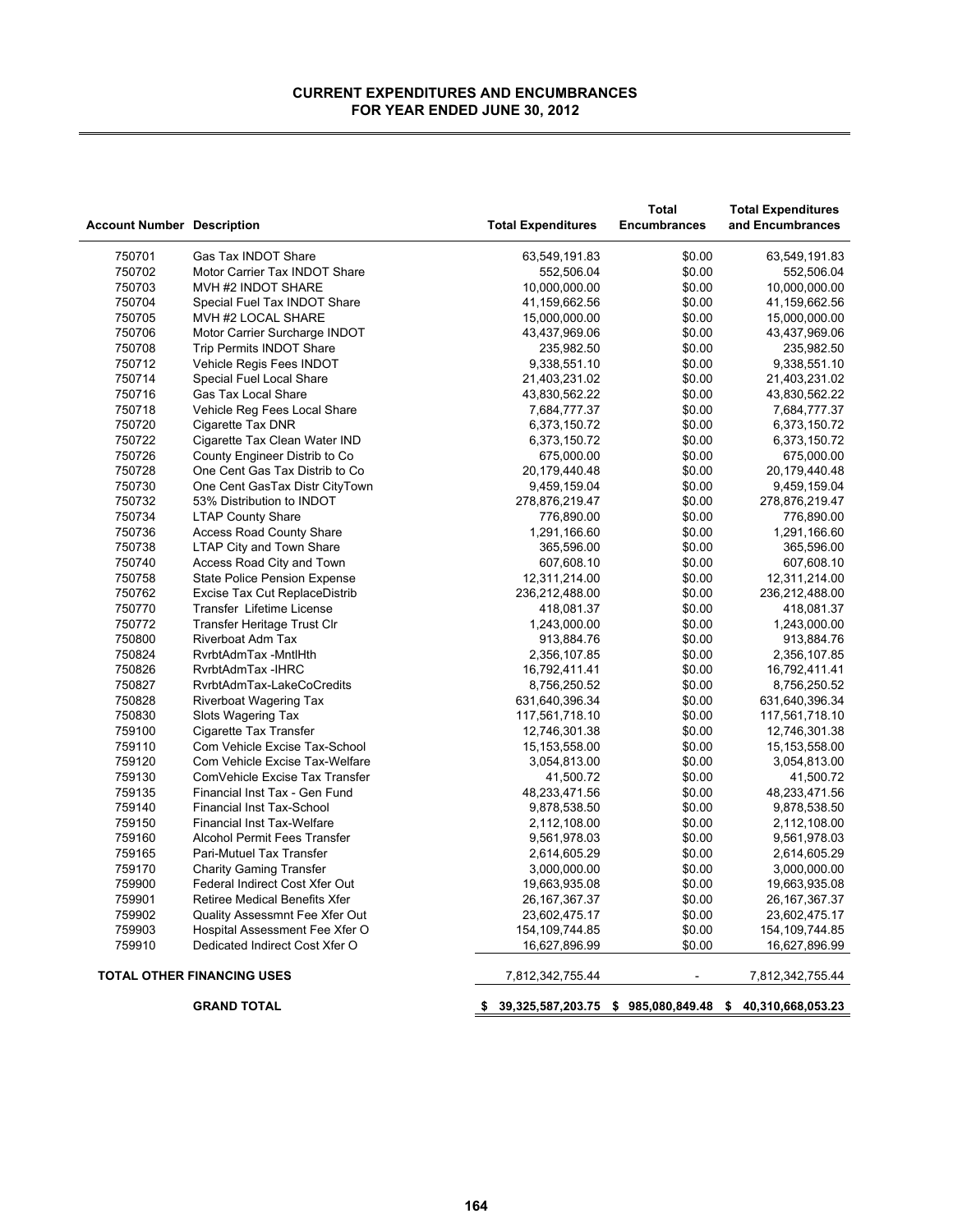## CURRENT EXPENDITURES AND ENCUMBRANCES
## FOR YEAR ENDED JUNE 30, 2012

| Account Number | Description | Total Expenditures | Total Encumbrances | Total Expenditures and Encumbrances |
|---|---|---|---|---|
| 750701 | Gas Tax INDOT Share | 63,549,191.83 | $0.00 | 63,549,191.83 |
| 750702 | Motor Carrier Tax INDOT Share | 552,506.04 | $0.00 | 552,506.04 |
| 750703 | MVH #2 INDOT SHARE | 10,000,000.00 | $0.00 | 10,000,000.00 |
| 750704 | Special Fuel Tax INDOT Share | 41,159,662.56 | $0.00 | 41,159,662.56 |
| 750705 | MVH #2 LOCAL SHARE | 15,000,000.00 | $0.00 | 15,000,000.00 |
| 750706 | Motor Carrier Surcharge INDOT | 43,437,969.06 | $0.00 | 43,437,969.06 |
| 750708 | Trip Permits INDOT Share | 235,982.50 | $0.00 | 235,982.50 |
| 750712 | Vehicle Regis Fees INDOT | 9,338,551.10 | $0.00 | 9,338,551.10 |
| 750714 | Special Fuel Local Share | 21,403,231.02 | $0.00 | 21,403,231.02 |
| 750716 | Gas Tax Local Share | 43,830,562.22 | $0.00 | 43,830,562.22 |
| 750718 | Vehicle Reg Fees Local Share | 7,684,777.37 | $0.00 | 7,684,777.37 |
| 750720 | Cigarette Tax DNR | 6,373,150.72 | $0.00 | 6,373,150.72 |
| 750722 | Cigarette Tax Clean Water IND | 6,373,150.72 | $0.00 | 6,373,150.72 |
| 750726 | County Engineer Distrib to Co | 675,000.00 | $0.00 | 675,000.00 |
| 750728 | One Cent Gas Tax Distrib to Co | 20,179,440.48 | $0.00 | 20,179,440.48 |
| 750730 | One Cent GasTax Distr CityTown | 9,459,159.04 | $0.00 | 9,459,159.04 |
| 750732 | 53% Distribution to INDOT | 278,876,219.47 | $0.00 | 278,876,219.47 |
| 750734 | LTAP County Share | 776,890.00 | $0.00 | 776,890.00 |
| 750736 | Access Road County Share | 1,291,166.60 | $0.00 | 1,291,166.60 |
| 750738 | LTAP City and Town Share | 365,596.00 | $0.00 | 365,596.00 |
| 750740 | Access Road City and Town | 607,608.10 | $0.00 | 607,608.10 |
| 750758 | State Police Pension Expense | 12,311,214.00 | $0.00 | 12,311,214.00 |
| 750762 | Excise Tax Cut ReplaceDistrib | 236,212,488.00 | $0.00 | 236,212,488.00 |
| 750770 | Transfer Lifetime License | 418,081.37 | $0.00 | 418,081.37 |
| 750772 | Transfer Heritage Trust Clr | 1,243,000.00 | $0.00 | 1,243,000.00 |
| 750800 | Riverboat Adm Tax | 913,884.76 | $0.00 | 913,884.76 |
| 750824 | RvrbtAdmTax -MntlHth | 2,356,107.85 | $0.00 | 2,356,107.85 |
| 750826 | RvrbtAdmTax -IHRC | 16,792,411.41 | $0.00 | 16,792,411.41 |
| 750827 | RvrbtAdmTax-LakeCoCredits | 8,756,250.52 | $0.00 | 8,756,250.52 |
| 750828 | Riverboat Wagering Tax | 631,640,396.34 | $0.00 | 631,640,396.34 |
| 750830 | Slots Wagering Tax | 117,561,718.10 | $0.00 | 117,561,718.10 |
| 759100 | Cigarette Tax Transfer | 12,746,301.38 | $0.00 | 12,746,301.38 |
| 759110 | Com Vehicle Excise Tax-School | 15,153,558.00 | $0.00 | 15,153,558.00 |
| 759120 | Com Vehicle Excise Tax-Welfare | 3,054,813.00 | $0.00 | 3,054,813.00 |
| 759130 | ComVehicle Excise Tax Transfer | 41,500.72 | $0.00 | 41,500.72 |
| 759135 | Financial Inst Tax - Gen Fund | 48,233,471.56 | $0.00 | 48,233,471.56 |
| 759140 | Financial Inst Tax-School | 9,878,538.50 | $0.00 | 9,878,538.50 |
| 759150 | Financial Inst Tax-Welfare | 2,112,108.00 | $0.00 | 2,112,108.00 |
| 759160 | Alcohol Permit Fees Transfer | 9,561,978.03 | $0.00 | 9,561,978.03 |
| 759165 | Pari-Mutuel Tax Transfer | 2,614,605.29 | $0.00 | 2,614,605.29 |
| 759170 | Charity Gaming Transfer | 3,000,000.00 | $0.00 | 3,000,000.00 |
| 759900 | Federal Indirect Cost Xfer Out | 19,663,935.08 | $0.00 | 19,663,935.08 |
| 759901 | Retiree Medical Benefits Xfer | 26,167,367.37 | $0.00 | 26,167,367.37 |
| 759902 | Quality Assessmnt Fee Xfer Out | 23,602,475.17 | $0.00 | 23,602,475.17 |
| 759903 | Hospital Assessment Fee Xfer O | 154,109,744.85 | $0.00 | 154,109,744.85 |
| 759910 | Dedicated Indirect Cost Xfer O | 16,627,896.99 | $0.00 | 16,627,896.99 |
| **TOTAL OTHER FINANCING USES** | | 7,812,342,755.44 | - | 7,812,342,755.44 |
| | **GRAND TOTAL** | **$ 39,325,587,203.75** | **$ 985,080,849.48** | **$ 40,310,668,053.23** |